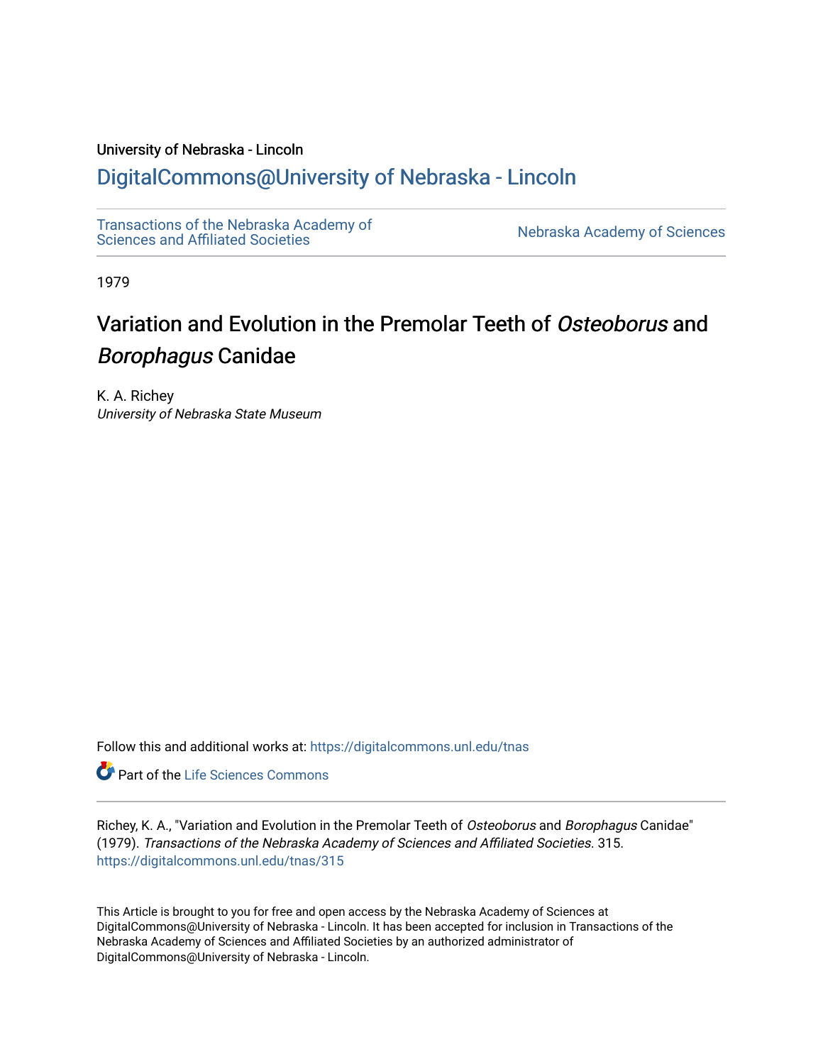University of Nebraska - Lincoln

## DigitalCommons@University of Nebraska - Lincoln

Transactions of the Nebraska Academy of Sciences and Affiliated Societies

Nebraska Academy of Sciences

1979

# Variation and Evolution in the Premolar Teeth of *Osteoborus* and *Borophagus* Canidae

K. A. Richey
*University of Nebraska State Museum*

Follow this and additional works at: https://digitalcommons.unl.edu/tnas

Part of the Life Sciences Commons

Richey, K. A., "Variation and Evolution in the Premolar Teeth of *Osteoborus* and *Borophagus* Canidae" (1979). *Transactions of the Nebraska Academy of Sciences and Affiliated Societies*. 315.
https://digitalcommons.unl.edu/tnas/315

This Article is brought to you for free and open access by the Nebraska Academy of Sciences at DigitalCommons@University of Nebraska - Lincoln. It has been accepted for inclusion in Transactions of the Nebraska Academy of Sciences and Affiliated Societies by an authorized administrator of DigitalCommons@University of Nebraska - Lincoln.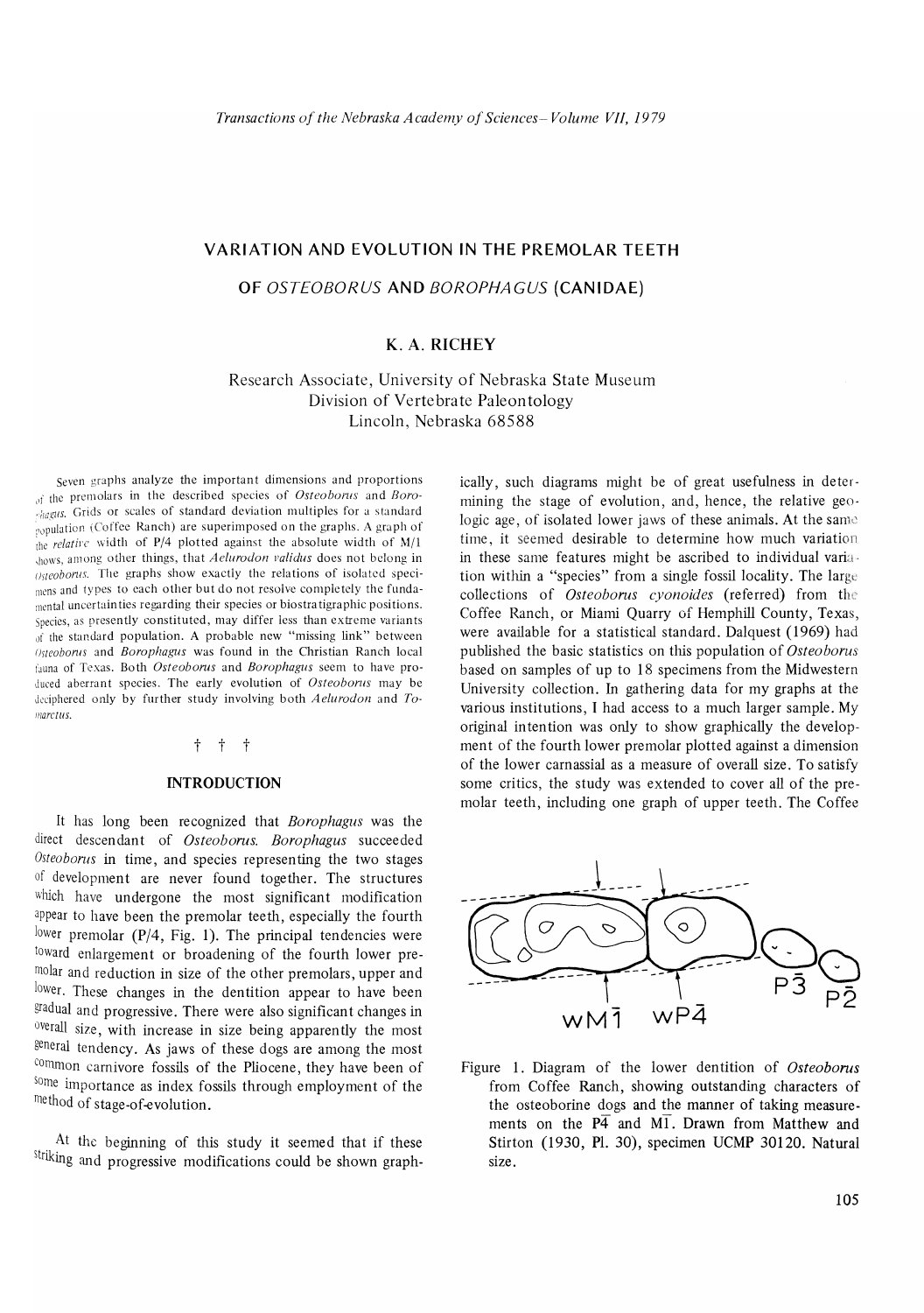# VARIATION AND EVOLUTION IN THE PREMOLAR TEETH OF *OSTEOBORUS* AND *BOROPHAGUS* (CANIDAE)

## K. A. RICHEY

Research Associate, University of Nebraska State Museum
Division of Vertebrate Paleontology
Lincoln, Nebraska 68588

Seven graphs analyze the important dimensions and proportions of the premolars in the described species of *Osteoborus* and *Borophagus*. Grids or scales of standard deviation multiples for a standard population (Coffee Ranch) are superimposed on the graphs. A graph of the *relative* width of P/4 plotted against the absolute width of M/1 shows, among other things, that *Aelurodon validus* does not belong in *Osteoborus*. The graphs show exactly the relations of isolated specimens and types to each other but do not resolve completely the fundamental uncertainties regarding their species or biostratigraphic positions. Species, as presently constituted, may differ less than extreme variants of the standard population. A probable new "missing link" between *Osteoborus* and *Borophagus* was found in the Christian Ranch local fauna of Texas. Both *Osteoborus* and *Borophagus* seem to have produced aberrant species. The early evolution of *Osteoborus* may be deciphered only by further study involving both *Aelurodon* and *Tomarctus*.

† † †

### INTRODUCTION

It has long been recognized that *Borophagus* was the direct descendant of *Osteoborus*. *Borophagus* succeeded *Osteoborus* in time, and species representing the two stages of development are never found together. The structures which have undergone the most significant modification appear to have been the premolar teeth, especially the fourth lower premolar (P/4, Fig. 1). The principal tendencies were toward enlargement or broadening of the fourth lower premolar and reduction in size of the other premolars, upper and lower. These changes in the dentition appear to have been gradual and progressive. There were also significant changes in overall size, with increase in size being apparently the most general tendency. As jaws of these dogs are among the most common carnivore fossils of the Pliocene, they have been of some importance as index fossils through employment of the method of stage-of-evolution.

At the beginning of this study it seemed that if these striking and progressive modifications could be shown graphically, such diagrams might be of great usefulness in determining the stage of evolution, and, hence, the relative geologic age, of isolated lower jaws of these animals. At the same time, it seemed desirable to determine how much variation in these same features might be ascribed to individual variation within a "species" from a single fossil locality. The large collections of *Osteoborus cyonoides* (referred) from the Coffee Ranch, or Miami Quarry of Hemphill County, Texas, were available for a statistical standard. Dalquest (1969) had published the basic statistics on this population of *Osteoborus* based on samples of up to 18 specimens from the Midwestern University collection. In gathering data for my graphs at the various institutions, I had access to a much larger sample. My original intention was only to show graphically the development of the fourth lower premolar plotted against a dimension of the lower carnassial as a measure of overall size. To satisfy some critics, the study was extended to cover all of the premolar teeth, including one graph of upper teeth. The Coffee

Figure 1. Diagram of the lower dentition of *Osteoborus* from Coffee Ranch, showing outstanding characters of the osteoborine dogs and the manner of taking measurements on the $\overline{P4}$ and $\overline{M1}$. Drawn from Matthew and Stirton (1930, Pl. 30), specimen UCMP 30120. Natural size.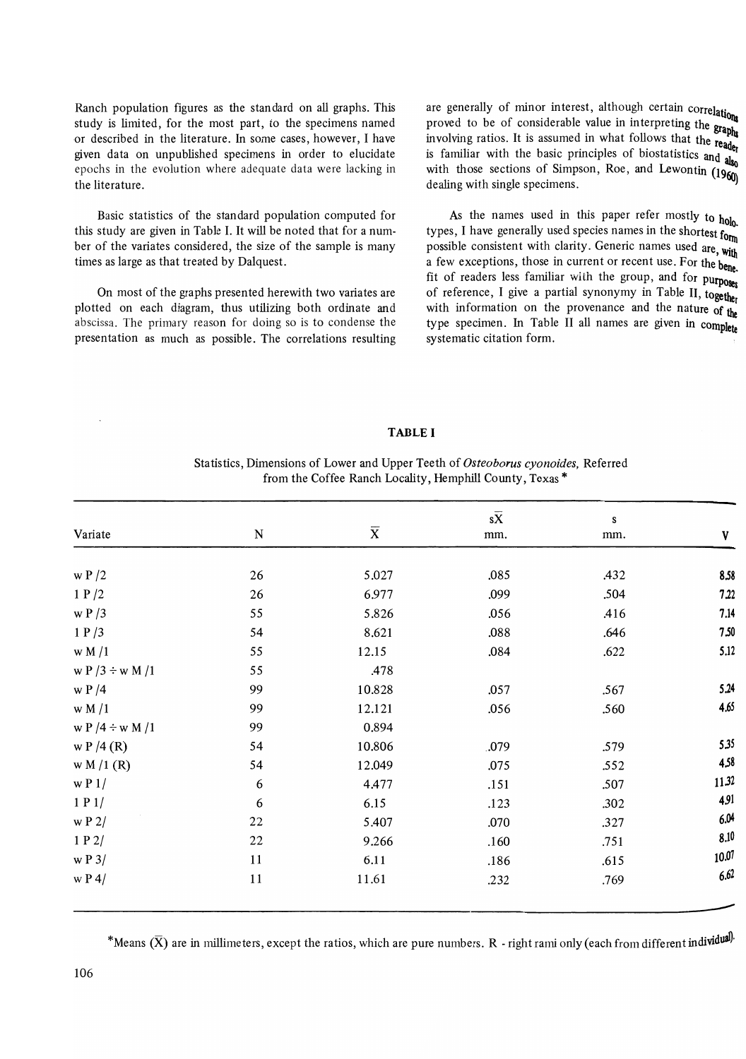Ranch population figures as the standard on all graphs. This study is limited, for the most part, to the specimens named or described in the literature. In some cases, however, I have given data on unpublished specimens in order to elucidate epochs in the evolution where adequate data were lacking in the literature.

Basic statistics of the standard population computed for this study are given in Table I. It will be noted that for a number of the variates considered, the size of the sample is many times as large as that treated by Dalquest.

On most of the graphs presented herewith two variates are plotted on each diagram, thus utilizing both ordinate and abscissa. The primary reason for doing so is to condense the presentation as much as possible. The correlations resulting are generally of minor interest, although certain correlations proved to be of considerable value in interpreting the graphs involving ratios. It is assumed in what follows that the reader is familiar with the basic principles of biostatistics and also with those sections of Simpson, Roe, and Lewontin (1960) dealing with single specimens.

As the names used in this paper refer mostly to holotypes, I have generally used species names in the shortest form possible consistent with clarity. Generic names used are, with a few exceptions, those in current or recent use. For the benefit of readers less familiar with the group, and for purposes of reference, I give a partial synonymy in Table II, together with information on the provenance and the nature of the type specimen. In Table II all names are given in complete systematic citation form.

**TABLE I**

Statistics, Dimensions of Lower and Upper Teeth of *Osteoborus cyonoides,* Referred from the Coffee Ranch Locality, Hemphill County, Texas *

| Variate | N | $\bar{X}$ | $s\bar{X}$ mm. | s mm. | V |
|---|---|---|---|---|---|
| w P /2 | 26 | 5.027 | .085 | .432 | 8.58 |
| 1 P /2 | 26 | 6.977 | .099 | .504 | 7.22 |
| w P /3 | 55 | 5.826 | .056 | .416 | 7.14 |
| 1 P /3 | 54 | 8.621 | .088 | .646 | 7.50 |
| w M /1 | 55 | 12.15 | .084 | .622 | 5.12 |
| w P /3 ÷ w M /1 | 55 | .478 | | | |
| w P /4 | 99 | 10.828 | .057 | .567 | 5.24 |
| w M /1 | 99 | 12.121 | .056 | .560 | 4.65 |
| w P /4 ÷ w M /1 | 99 | 0.894 | | | |
| w P /4 (R) | 54 | 10.806 | .079 | .579 | 5.35 |
| w M /1 (R) | 54 | 12.049 | .075 | .552 | 4.58 |
| w P 1/ | 6 | 4.477 | .151 | .507 | 11.32 |
| 1 P 1/ | 6 | 6.15 | .123 | .302 | 4.91 |
| w P 2/ | 22 | 5.407 | .070 | .327 | 6.04 |
| 1 P 2/ | 22 | 9.266 | .160 | .751 | 8.10 |
| w P 3/ | 11 | 6.11 | .186 | .615 | 10.07 |
| w P 4/ | 11 | 11.61 | .232 | .769 | 6.62 |

*Means ($\bar{X}$) are in millimeters, except the ratios, which are pure numbers. R - right rami only (each from different individual).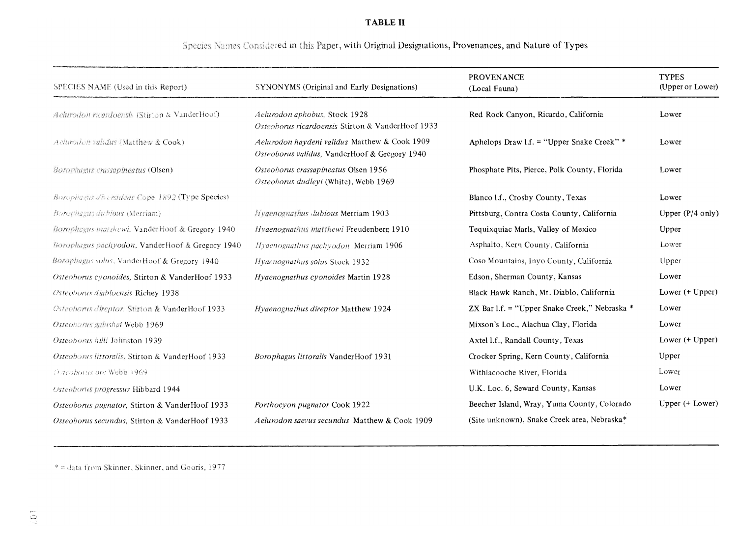**TABLE II**

Species Names Considered in this Paper, with Original Designations, Provenances, and Nature of Types

| SPECIES NAME (Used in this Report) | SYNONYMS (Original and Early Designations) | PROVENANCE (Local Fauna) | TYPES (Upper or Lower) |
|---|---|---|---|
| *Aelurodon ricardoensis* (Stirton & VanderHoof) | *Aelurodon aphobus*, Stock 1928<br>*Osteoborus ricardoensis* Stirton & VanderHoof 1933 | Red Rock Canyon, Ricardo, California | Lower |
| *Aelurodon validus* (Matthew & Cook) | *Aelurodon haydeni validus* Matthew & Cook 1909<br>*Osteoborus validus*, VanderHoof & Gregory 1940 | Aphelops Draw l.f. = "Upper Snake Creek" * | Lower |
| *Borophagus crassapineatus* (Olsen) | *Osteoborus crassapineatus* Olsen 1956<br>*Osteoborus dudleyi* (White), Webb 1969 | Phosphate Pits, Pierce, Polk County, Florida | Lower |
| *Borophagus diversidens* Cope 1892 (Type Species) | | Blanco l.f., Crosby County, Texas | Lower |
| *Borophagus dubious* (Merriam) | *Hyaenognathus dubious* Merriam 1903 | Pittsburg, Contra Costa County, California | Upper (P/4 only) |
| *Borophagus matthewi*, VanderHoof & Gregory 1940 | *Hyaenognathus matthewi* Freudenberg 1910 | Tequixquiac Marls, Valley of Mexico | Upper |
| *Borophagus pachyodon*, VanderHoof & Gregory 1940 | *Hyaenognathus pachyodon* Merriam 1906 | Asphalto, Kern County, California | Lower |
| *Borophagus solus*, VanderHoof & Gregory 1940 | *Hyaenognathus solus* Stock 1932 | Coso Mountains, Inyo County, California | Upper |
| *Osteoborus cyonoides*, Stirton & VanderHoof 1933 | *Hyaenognathus cyonoides* Martin 1928 | Edson, Sherman County, Kansas | Lower |
| *Osteoborus diabloensis* Richey 1938 | | Black Hawk Ranch, Mt. Diablo, California | Lower (+ Upper) |
| *Osteoborus direptor* Stirton & VanderHoof 1933 | *Hyaenognathus direptor* Matthew 1924 | ZX Bar l.f. = "Upper Snake Creek," Nebraska * | Lower |
| *Osteoborus galushai* Webb 1969 | | Mixson's Loc., Alachua Clay, Florida | Lower |
| *Osteoborus hilli* Johnston 1939 | | Axtel l.f., Randall County, Texas | Lower (+ Upper) |
| *Osteoborus littoralis*, Stirton & VanderHoof 1933 | *Borophagus littoralis* VanderHoof 1931 | Crocker Spring, Kern County, California | Upper |
| *Osteoborus orc* Webb 1969 | | Withlacooche River, Florida | Lower |
| *Osteoborus progressus* Hibbard 1944 | | U.K. Loc. 6, Seward County, Kansas | Lower |
| *Osteoborus pugnator*, Stirton & VanderHoof 1933 | *Porthocyon pugnator* Cook 1922 | Beecher Island, Wray, Yuma County, Colorado | Upper (+ Lower) |
| *Osteoborus secundus*, Stirton & VanderHoof 1933 | *Aelurodon saevus secundus* Matthew & Cook 1909 | (Site unknown), Snake Creek area, Nebraska* | |

* = data from Skinner, Skinner, and Gooris, 1977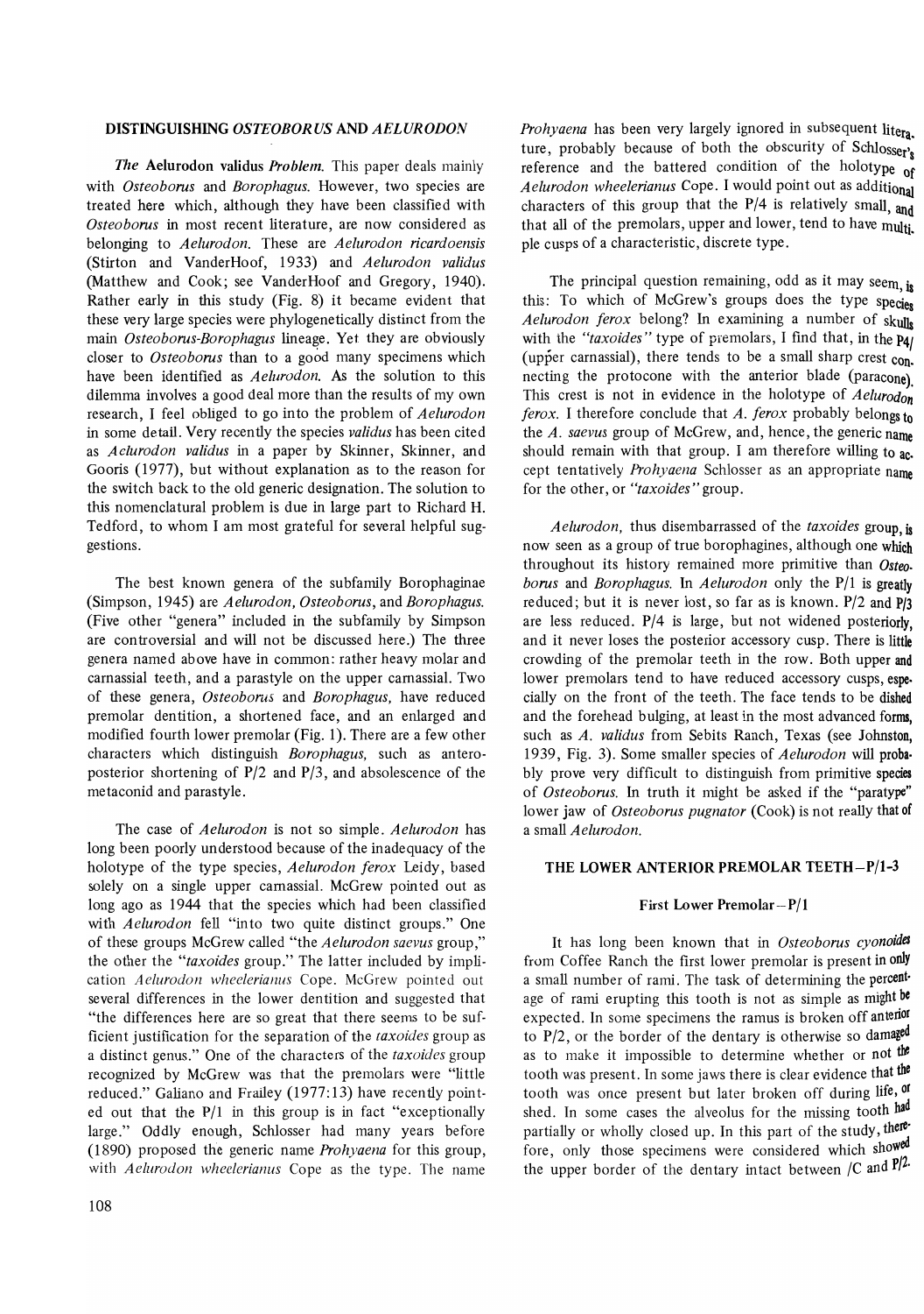## DISTINGUISHING *OSTEOBORUS* AND *AELURODON*

*The* **Aelurodon validus** *Problem.* This paper deals mainly with *Osteoborus* and *Borophagus*. However, two species are treated here which, although they have been classified with *Osteoborus* in most recent literature, are now considered as belonging to *Aelurodon*. These are *Aelurodon ricardoensis* (Stirton and VanderHoof, 1933) and *Aelurodon validus* (Matthew and Cook; see VanderHoof and Gregory, 1940). Rather early in this study (Fig. 8) it became evident that these very large species were phylogenetically distinct from the main *Osteoborus-Borophagus* lineage. Yet they are obviously closer to *Osteoborus* than to a good many specimens which have been identified as *Aelurodon*. As the solution to this dilemma involves a good deal more than the results of my own research, I feel obliged to go into the problem of *Aelurodon* in some detail. Very recently the species *validus* has been cited as *Aelurodon validus* in a paper by Skinner, Skinner, and Gooris (1977), but without explanation as to the reason for the switch back to the old generic designation. The solution to this nomenclatural problem is due in large part to Richard H. Tedford, to whom I am most grateful for several helpful suggestions.

The best known genera of the subfamily Borophaginae (Simpson, 1945) are *Aelurodon*, *Osteoborus*, and *Borophagus*. (Five other "genera" included in the subfamily by Simpson are controversial and will not be discussed here.) The three genera named above have in common: rather heavy molar and carnassial teeth, and a parastyle on the upper carnassial. Two of these genera, *Osteoborus* and *Borophagus*, have reduced premolar dentition, a shortened face, and an enlarged and modified fourth lower premolar (Fig. 1). There are a few other characters which distinguish *Borophagus*, such as anteroposterior shortening of P/2 and P/3, and absolescence of the metaconid and parastyle.

The case of *Aelurodon* is not so simple. *Aelurodon* has long been poorly understood because of the inadequacy of the holotype of the type species, *Aelurodon ferox* Leidy, based solely on a single upper carnassial. McGrew pointed out as long ago as 1944 that the species which had been classified with *Aelurodon* fell "into two quite distinct groups." One of these groups McGrew called "the *Aelurodon saevus* group," the other the "*taxoides* group." The latter included by implication *Aelurodon wheelerianus* Cope. McGrew pointed out several differences in the lower dentition and suggested that "the differences here are so great that there seems to be sufficient justification for the separation of the *taxoides* group as a distinct genus." One of the characters of the *taxoides* group recognized by McGrew was that the premolars were "little reduced." Galiano and Frailey (1977:13) have recently pointed out that the P/1 in this group is in fact "exceptionally large." Oddly enough, Schlosser had many years before (1890) proposed the generic name *Prohyaena* for this group, with *Aelurodon wheelerianus* Cope as the type. The name *Prohyaena* has been very largely ignored in subsequent literature, probably because of both the obscurity of Schlosser's reference and the battered condition of the holotype of *Aelurodon wheelerianus* Cope. I would point out as additional characters of this group that the P/4 is relatively small, and that all of the premolars, upper and lower, tend to have multiple cusps of a characteristic, discrete type.

The principal question remaining, odd as it may seem, is this: To which of McGrew's groups does the type species *Aelurodon ferox* belong? In examining a number of skulls with the "*taxoides*" type of premolars, I find that, in the P4/ (upper carnassial), there tends to be a small sharp crest connecting the protocone with the anterior blade (paracone). This crest is not in evidence in the holotype of *Aelurodon ferox*. I therefore conclude that *A. ferox* probably belongs to the *A. saevus* group of McGrew, and, hence, the generic name should remain with that group. I am therefore willing to accept tentatively *Prohyaena* Schlosser as an appropriate name for the other, or "*taxoides*" group.

*Aelurodon*, thus disembarrassed of the *taxoides* group, is now seen as a group of true borophagines, although one which throughout its history remained more primitive than *Osteoborus* and *Borophagus*. In *Aelurodon* only the P/1 is greatly reduced; but it is never lost, so far as is known. P/2 and P/3 are less reduced. P/4 is large, but not widened posteriorly, and it never loses the posterior accessory cusp. There is little crowding of the premolar teeth in the row. Both upper and lower premolars tend to have reduced accessory cusps, especially on the front of the teeth. The face tends to be dished and the forehead bulging, at least in the most advanced forms, such as *A. validus* from Sebits Ranch, Texas (see Johnston, 1939, Fig. 3). Some smaller species of *Aelurodon* will probably prove very difficult to distinguish from primitive species of *Osteoborus*. In truth it might be asked if the "paratype" lower jaw of *Osteoborus pugnator* (Cook) is not really that of a small *Aelurodon*.

## THE LOWER ANTERIOR PREMOLAR TEETH—P/1-3

### First Lower Premolar—P/1

It has long been known that in *Osteoborus cyonoides* from Coffee Ranch the first lower premolar is present in only a small number of rami. The task of determining the percentage of rami erupting this tooth is not as simple as might be expected. In some specimens the ramus is broken off anterior to P/2, or the border of the dentary is otherwise so damaged as to make it impossible to determine whether or not the tooth was present. In some jaws there is clear evidence that the tooth was once present but later broken off during life, or shed. In some cases the alveolus for the missing tooth had partially or wholly closed up. In this part of the study, therefore, only those specimens were considered which showed the upper border of the dentary intact between /C and P/2.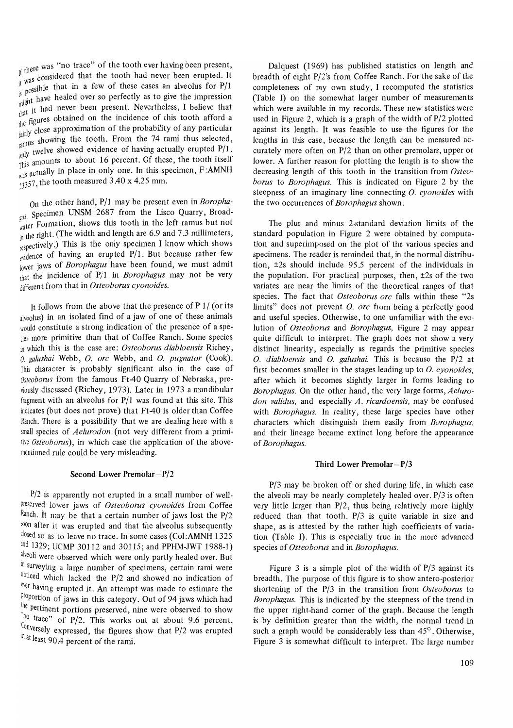If there was "no trace" of the tooth ever having been present, it was considered that the tooth had never been erupted. It is possible that in a few of these cases an alveolus for P/1 might have healed over so perfectly as to give the impression that it had never been present. Nevertheless, I believe that the figures obtained on the incidence of this tooth afford a fairly close approximation of the probability of any particular ramus showing the tooth. From the 74 rami thus selected, only twelve showed evidence of having actually erupted P/1. This amounts to about 16 percent. Of these, the tooth itself was actually in place in only one. In this specimen, F:AMNH 23357, the tooth measured 3.40 x 4.25 mm.

On the other hand, P/1 may be present even in *Borophagus*. Specimen UNSM 2687 from the Lisco Quarry, Broadwater Formation, shows this tooth in the left ramus but not in the right. (The width and length are 6.9 and 7.3 millimeters, respectively.) This is the only specimen I know which shows evidence of having an erupted P/1. But because rather few lower jaws of *Borophagus* have been found, we must admit that the incidence of P/1 in *Borophagus* may not be very different from that in *Osteoborus cyonoides*.

It follows from the above that the presence of P 1/ (or its alveolus) in an isolated find of a jaw of one of these animals would constitute a strong indication of the presence of a species more primitive than that of Coffee Ranch. Some species in which this is the case are: *Osteoborus diabloensis* Richey, *O. galushai* Webb, *O. orc* Webb, and *O. pugnator* (Cook). This character is probably significant also in the case of *Osteoborus* from the famous Ft-40 Quarry of Nebraska, previously discussed (Richey, 1973). Later in 1973 a mandibular fragment with an alveolus for P/1 was found at this site. This indicates (but does not prove) that Ft-40 is older than Coffee Ranch. There is a possibility that we are dealing here with a small species of *Aelurodon* (not very different from a primitive *Osteoborus*), in which case the application of the above-mentioned rule could be very misleading.

## Second Lower Premolar—P/2

P/2 is apparently not erupted in a small number of well-preserved lower jaws of *Osteoborus cyonoides* from Coffee Ranch. It may be that a certain number of jaws lost the P/2 soon after it was erupted and that the alveolus subsequently closed so as to leave no trace. In some cases (Col:AMNH 1325 and 1329; UCMP 30112 and 30115; and PPHM-JWT 1988-1) alveoli were observed which were only partly healed over. But in surveying a large number of specimens, certain rami were noticed which lacked the P/2 and showed no indication of ever having erupted it. An attempt was made to estimate the proportion of jaws in this category. Out of 94 jaws which had the pertinent portions preserved, nine were observed to show "no trace" of P/2. This works out at about 9.6 percent. Conversely expressed, the figures show that P/2 was erupted in at least 90.4 percent of the rami.

Dalquest (1969) has published statistics on length and breadth of eight P/2's from Coffee Ranch. For the sake of the completeness of my own study, I recomputed the statistics (Table I) on the somewhat larger number of measurements which were available in my records. These new statistics were used in Figure 2, which is a graph of the width of P/2 plotted against its length. It was feasible to use the figures for the lengths in this case, because the length can be measured accurately more often on P/2 than on other premolars, upper or lower. A further reason for plotting the length is to show the decreasing length of this tooth in the transition from *Osteoborus* to *Borophagus*. This is indicated on Figure 2 by the steepness of an imaginary line connecting *O. cyonoides* with the two occurrences of *Borophagus* shown.

The plus and minus 2-standard deviation limits of the standard population in Figure 2 were obtained by computation and superimposed on the plot of the various species and specimens. The reader is reminded that, in the normal distribution, ±2s should include 95.5 percent of the individuals in the population. For practical purposes, then, ±2s of the two variates are near the limits of the theoretical ranges of that species. The fact that *Osteoborus orc* falls within these "2s limits" does not prevent *O. orc* from being a perfectly good and useful species. Otherwise, to one unfamiliar with the evolution of *Osteoborus* and *Borophagus*, Figure 2 may appear quite difficult to interpret. The graph does not show a very distinct linearity, especially as regards the primitive species *O. diabloensis* and *O. galushai*. This is because the P/2 at first becomes smaller in the stages leading up to *O. cyonoides*, after which it becomes slightly larger in forms leading to *Borophagus*. On the other hand, the very large forms, *Aelurodon validus*, and especially *A. ricardoensis*, may be confused with *Borophagus*. In reality, these large species have other characters which distinguish them easily from *Borophagus*, and their lineage became extinct long before the appearance of *Borophagus*.

## Third Lower Premolar—P/3

P/3 may be broken off or shed during life, in which case the alveoli may be nearly completely healed over. P/3 is often very little larger than P/2, thus being relatively more highly reduced than that tooth. P/3 is quite variable in size and shape, as is attested by the rather high coefficients of variation (Table I). This is especially true in the more advanced species of *Osteoborus* and in *Borophagus*.

Figure 3 is a simple plot of the width of P/3 against its breadth. The purpose of this figure is to show antero-posterior shortening of the P/3 in the transition from *Osteoborus* to *Borophagus*. This is indicated by the steepness of the trend in the upper right-hand corner of the graph. Because the length is by definition greater than the width, the normal trend in such a graph would be considerably less than 45°. Otherwise, Figure 3 is somewhat difficult to interpret. The large number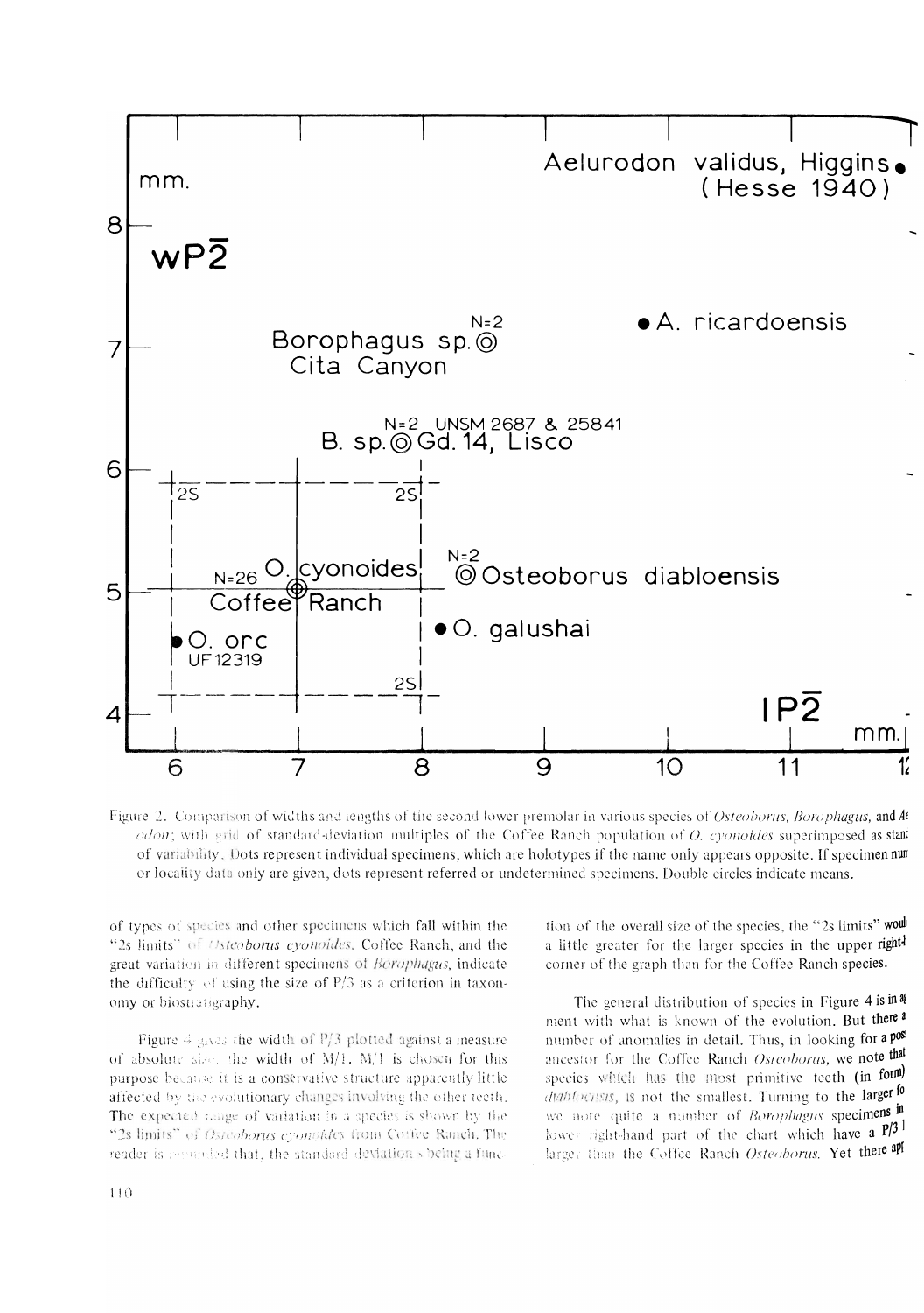Figure 2. Comparison of widths and lengths of the second lower premolar in various species of *Osteoborus*, *Borophagus*, and *Ae-lurodon*; with grid of standard-deviation multiples of the Coffee Ranch population of *O. cyonoides* superimposed as standard of variability. Dots represent individual specimens, which are holotypes if the name only appears opposite. If specimen number or locality data only are given, dots represent referred or undetermined specimens. Double circles indicate means.

of types of species and other specimens which fall within the "2s limits" of *Osteoborus cyonoides*, Coffee Ranch, and the great variation in different specimens of *Borophagus*, indicate the difficulty of using the size of P/3 as a criterion in taxonomy or biostratigraphy.

Figure 4 gives the width of P/3 plotted against a measure of absolute size, the width of M/1. M/1 is chosen for this purpose because it is a conservative structure apparently little affected by the evolutionary changes involving the other teeth. The expected range of variation in a species is shown by the "2s limits" of *Osteoborus cyonoides* from Coffee Ranch. The reader is reminded that, the standard deviation s being a function of the overall size of the species, the "2s limits" would be a little greater for the larger species in the upper right-hand corner of the graph than for the Coffee Ranch species.

The general distribution of species in Figure 4 is in agreement with what is known of the evolution. But there are a number of anomalies in detail. Thus, in looking for a possible ancestor for the Coffee Ranch *Osteoborus*, we note that the species which has the most primitive teeth (in form), *diabloensis*, is not the smallest. Turning to the larger forms, we note quite a number of *Borophagus* specimens in the lower right-hand part of the chart which have a P/3 larger than the Coffee Ranch *Osteoborus*. Yet there app-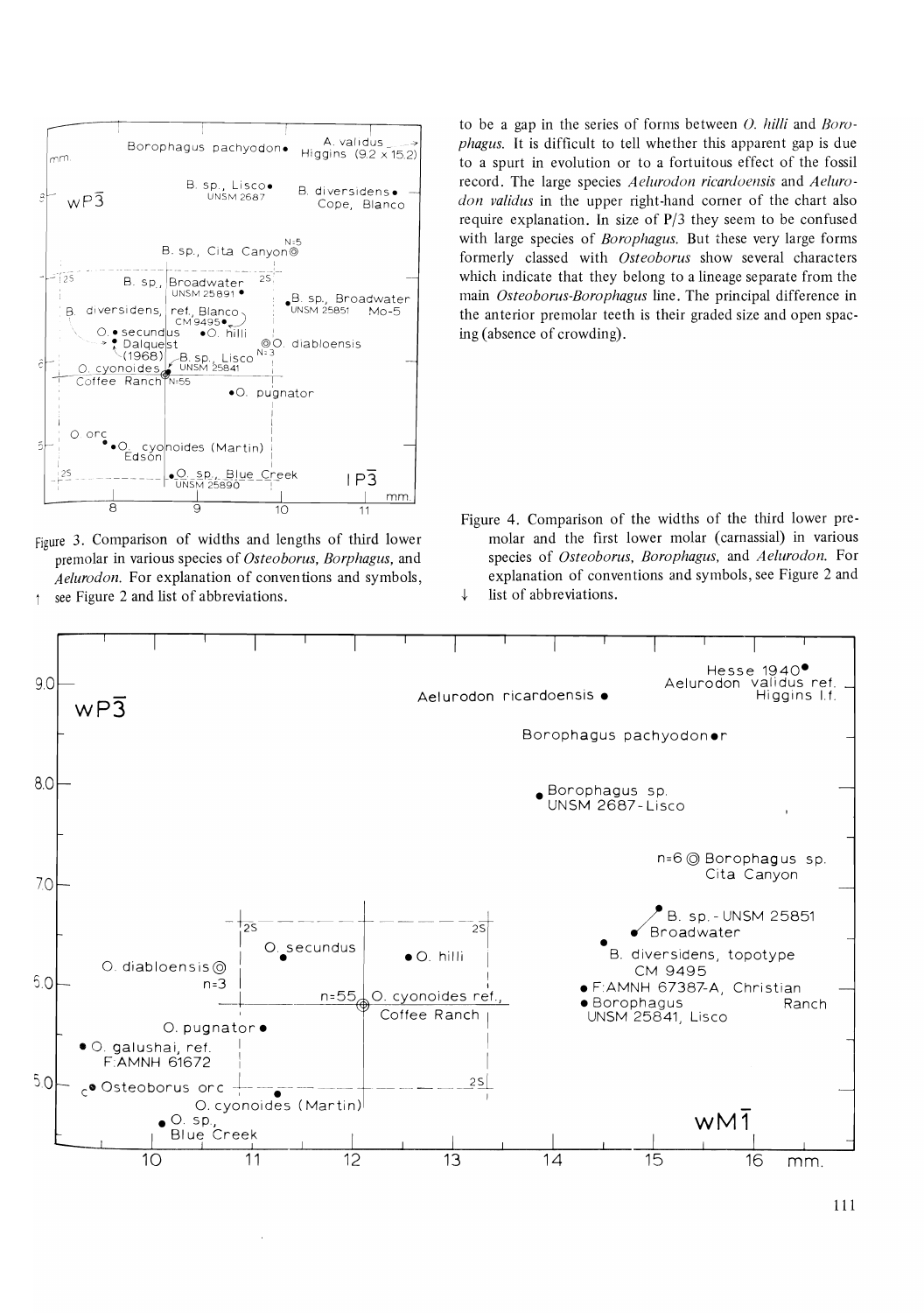to be a gap in the series of forms between *O. hilli* and *Borophagus*. It is difficult to tell whether this apparent gap is due to a spurt in evolution or to a fortuitous effect of the fossil record. The large species *Aelurodon ricardoensis* and *Aelurodon validus* in the upper right-hand corner of the chart also require explanation. In size of P/3 they seem to be confused with large species of *Borophagus*. But these very large forms formerly classed with *Osteoborus* show several characters which indicate that they belong to a lineage separate from the main *Osteoborus-Borophagus* line. The principal difference in the anterior premolar teeth is their graded size and open spacing (absence of crowding).

Figure 3. Comparison of widths and lengths of third lower premolar in various species of *Osteoborus*, *Borphagus*, and *Aelurodon*. For explanation of conventions and symbols, see Figure 2 and list of abbreviations.

Figure 4. Comparison of the widths of the third lower premolar and the first lower molar (carnassial) in various species of *Osteoborus*, *Borophagus*, and *Aelurodon*. For explanation of conventions and symbols, see Figure 2 and list of abbreviations.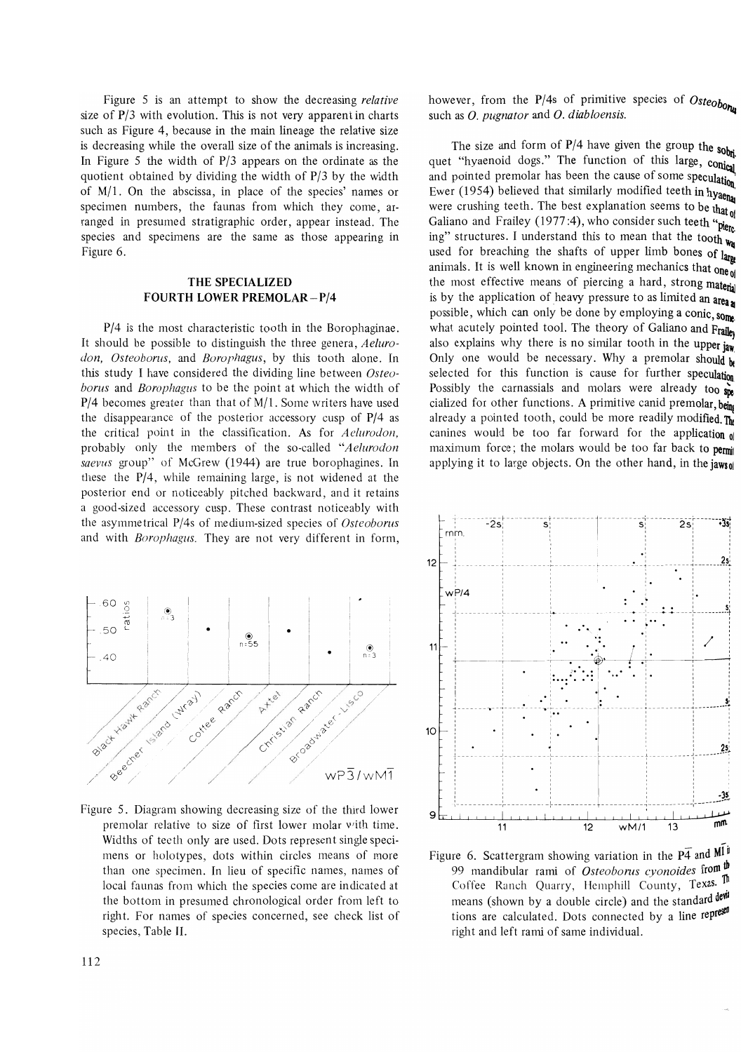Figure 5 is an attempt to show the decreasing *relative* size of P/3 with evolution. This is not very apparent in charts such as Figure 4, because in the main lineage the relative size is decreasing while the overall size of the animals is increasing. In Figure 5 the width of P/3 appears on the ordinate as the quotient obtained by dividing the width of P/3 by the width of M/1. On the abscissa, in place of the species' names or specimen numbers, the faunas from which they come, arranged in presumed stratigraphic order, appear instead. The species and specimens are the same as those appearing in Figure 6.

## THE SPECIALIZED FOURTH LOWER PREMOLAR – P/4

P/4 is the most characteristic tooth in the Borophaginae. It should be possible to distinguish the three genera, *Aelurodon, Osteoborus,* and *Borophagus,* by this tooth alone. In this study I have considered the dividing line between *Osteoborus* and *Borophagus* to be the point at which the width of P/4 becomes greater than that of M/1. Some writers have used the disappearance of the posterior accessory cusp of P/4 as the critical point in the classification. As for *Aelurodon,* probably only the members of the so-called "*Aelurodon saevus* group" of McGrew (1944) are true borophagines. In these the P/4, while remaining large, is not widened at the posterior end or noticeably pitched backward, and it retains a good-sized accessory cusp. These contrast noticeably with the asymmetrical P/4s of medium-sized species of *Osteoborus* and with *Borophagus.* They are not very different in form, however, from the P/4s of primitive species of *Osteoborus* such as *O. pugnator* and *O. diabloensis.*

The size and form of P/4 have given the group the sobriquet "hyaenoid dogs." The function of this large, conical and pointed premolar has been the cause of some speculation. Ewer (1954) believed that similarly modified teeth in hyaenas were crushing teeth. The best explanation seems to be that of Galiano and Frailey (1977:4), who consider such teeth "piercing" structures. I understand this to mean that the tooth was used for breaching the shafts of upper limb bones of large animals. It is well known in engineering mechanics that one of the most effective means of piercing a hard, strong material is by the application of heavy pressure to as limited an area as possible, which can only be done by employing a conic, somewhat acutely pointed tool. The theory of Galiano and Frailey also explains why there is no similar tooth in the upper jaw. Only one would be necessary. Why a premolar should be selected for this function is cause for further speculation. Possibly the carnassials and molars were already too specialized for other functions. A primitive canid premolar, being already a pointed tooth, could be more readily modified. The canines would be too far forward for the application of maximum force; the molars would be too far back to permit applying it to large objects. On the other hand, in the jaws of

Figure 5. Diagram showing decreasing size of the third lower premolar relative to size of first lower molar with time. Widths of teeth only are used. Dots represent single specimens or holotypes, dots within circles means of more than one specimen. In lieu of specific names, names of local faunas from which the species come are indicated at the bottom in presumed chronological order from left to right. For names of species concerned, see check list of species, Table II.

Figure 6. Scattergram showing variation in the P$\overline{4}$ and M$\overline{1}$ in 99 mandibular rami of *Osteoborus cyonoides* from the Coffee Ranch Quarry, Hemphill County, Texas. The means (shown by a double circle) and the standard deviations are calculated. Dots connected by a line represent right and left rami of same individual.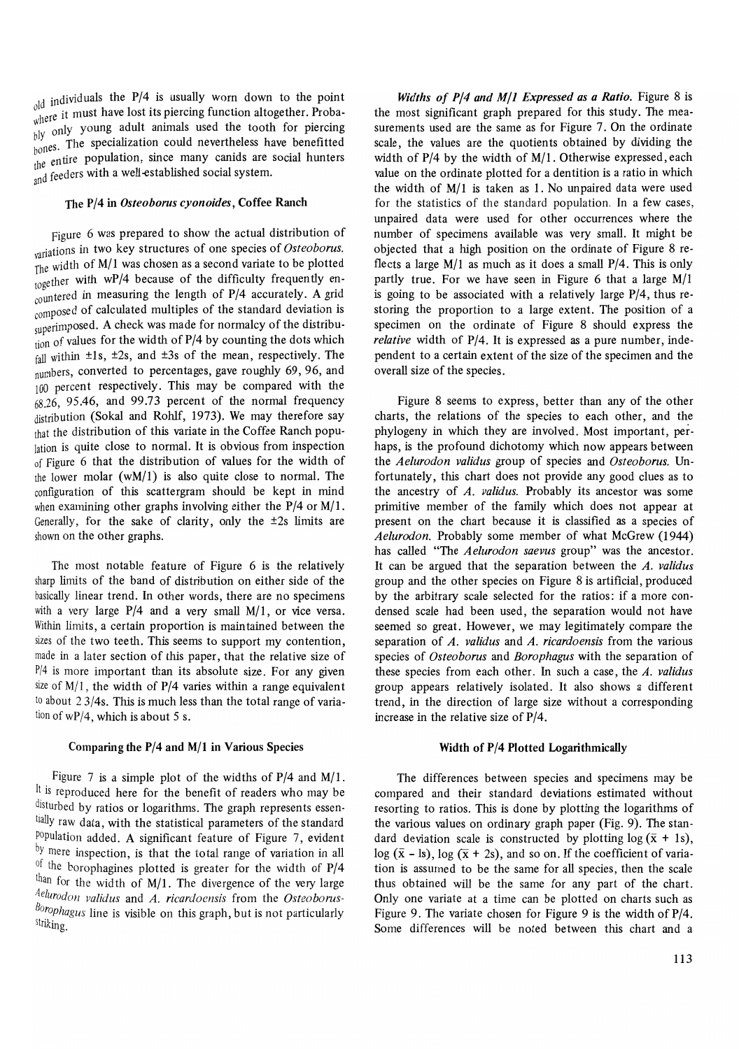old individuals the P/4 is usually worn down to the point where it must have lost its piercing function altogether. Probably only young adult animals used the tooth for piercing bones. The specialization could nevertheless have benefitted the entire population, since many canids are social hunters and feeders with a well-established social system.

### The P/4 in *Osteoborus cyonoides*, Coffee Ranch

Figure 6 was prepared to show the actual distribution of variations in two key structures of one species of *Osteoborus*. The width of M/1 was chosen as a second variate to be plotted together with wP/4 because of the difficulty frequently encountered in measuring the length of P/4 accurately. A grid composed of calculated multiples of the standard deviation is superimposed. A check was made for normalcy of the distribution of values for the width of P/4 by counting the dots which fall within ±1s, ±2s, and ±3s of the mean, respectively. The numbers, converted to percentages, gave roughly 69, 96, and 100 percent respectively. This may be compared with the 68.26, 95.46, and 99.73 percent of the normal frequency distribution (Sokal and Rohlf, 1973). We may therefore say that the distribution of this variate in the Coffee Ranch population is quite close to normal. It is obvious from inspection of Figure 6 that the distribution of values for the width of the lower molar (wM/1) is also quite close to normal. The configuration of this scattergram should be kept in mind when examining other graphs involving either the P/4 or M/1. Generally, for the sake of clarity, only the ±2s limits are shown on the other graphs.

The most notable feature of Figure 6 is the relatively sharp limits of the band of distribution on either side of the basically linear trend. In other words, there are no specimens with a very large P/4 and a very small M/1, or vice versa. Within limits, a certain proportion is maintained between the sizes of the two teeth. This seems to support my contention, made in a later section of this paper, that the relative size of P/4 is more important than its absolute size. For any given size of M/1, the width of P/4 varies within a range equivalent to about 2 3/4s. This is much less than the total range of variation of wP/4, which is about 5 s.

### Comparing the P/4 and M/1 in Various Species

Figure 7 is a simple plot of the widths of P/4 and M/1. It is reproduced here for the benefit of readers who may be disturbed by ratios or logarithms. The graph represents essentially raw data, with the statistical parameters of the standard population added. A significant feature of Figure 7, evident by mere inspection, is that the total range of variation in all of the borophagines plotted is greater for the width of P/4 than for the width of M/1. The divergence of the very large *Aelurodon validus* and *A. ricardoensis* from the *Osteoborus-Borophagus* line is visible on this graph, but is not particularly striking.

***Widths of P/4 and M/1 Expressed as a Ratio.*** Figure 8 is the most significant graph prepared for this study. The measurements used are the same as for Figure 7. On the ordinate scale, the values are the quotients obtained by dividing the width of P/4 by the width of M/1. Otherwise expressed, each value on the ordinate plotted for a dentition is a ratio in which the width of M/1 is taken as 1. No unpaired data were used for the statistics of the standard population. In a few cases, unpaired data were used for other occurrences where the number of specimens available was very small. It might be objected that a high position on the ordinate of Figure 8 reflects a large M/1 as much as it does a small P/4. This is only partly true. For we have seen in Figure 6 that a large M/1 is going to be associated with a relatively large P/4, thus restoring the proportion to a large extent. The position of a specimen on the ordinate of Figure 8 should express the *relative* width of P/4. It is expressed as a pure number, independent to a certain extent of the size of the specimen and the overall size of the species.

Figure 8 seems to express, better than any of the other charts, the relations of the species to each other, and the phylogeny in which they are involved. Most important, perhaps, is the profound dichotomy which now appears between the *Aelurodon validus* group of species and *Osteoborus*. Unfortunately, this chart does not provide any good clues as to the ancestry of *A. validus*. Probably its ancestor was some primitive member of the family which does not appear at present on the chart because it is classified as a species of *Aelurodon*. Probably some member of what McGrew (1944) has called "The *Aelurodon saevus* group" was the ancestor. It can be argued that the separation between the *A. validus* group and the other species on Figure 8 is artificial, produced by the arbitrary scale selected for the ratios: if a more condensed scale had been used, the separation would not have seemed so great. However, we may legitimately compare the separation of *A. validus* and *A. ricardoensis* from the various species of *Osteoborus* and *Borophagus* with the separation of these species from each other. In such a case, the *A. validus* group appears relatively isolated. It also shows a different trend, in the direction of large size without a corresponding increase in the relative size of P/4.

### Width of P/4 Plotted Logarithmically

The differences between species and specimens may be compared and their standard deviations estimated without resorting to ratios. This is done by plotting the logarithms of the various values on ordinary graph paper (Fig. 9). The standard deviation scale is constructed by plotting $\log(\bar{x} + 1s)$, $\log(\bar{x} - 1s)$, $\log(\bar{x} + 2s)$, and so on. If the coefficient of variation is assumed to be the same for all species, then the scale thus obtained will be the same for any part of the chart. Only one variate at a time can be plotted on charts such as Figure 9. The variate chosen for Figure 9 is the width of P/4. Some differences will be noted between this chart and a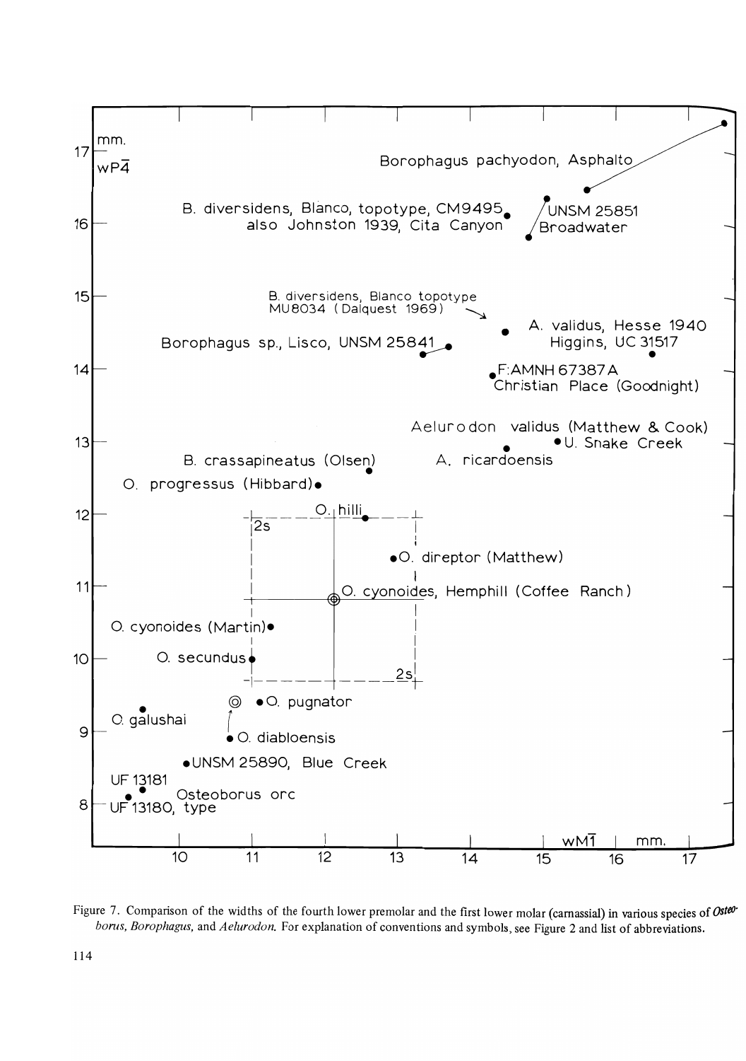Figure 7. Comparison of the widths of the fourth lower premolar and the first lower molar (carnassial) in various species of *Osteoborus, Borophagus,* and *Aelurodon.* For explanation of conventions and symbols, see Figure 2 and list of abbreviations.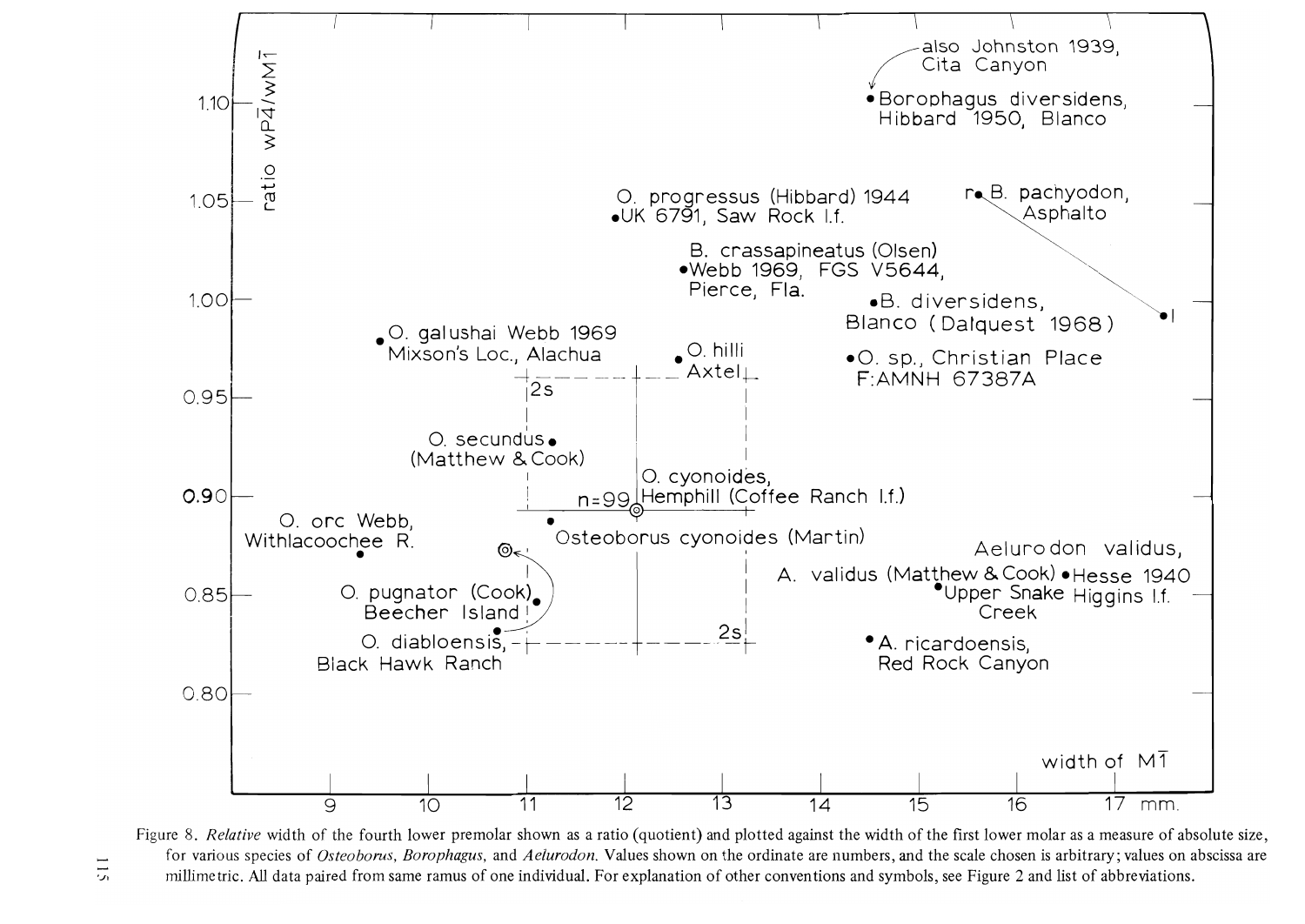Figure 8. *Relative* width of the fourth lower premolar shown as a ratio (quotient) and plotted against the width of the first lower molar as a measure of absolute size, for various species of *Osteoborus*, *Borophagus*, and *Aelurodon*. Values shown on the ordinate are numbers, and the scale chosen is arbitrary; values on abscissa are millimetric. All data paired from same ramus of one individual. For explanation of other conventions and symbols, see Figure 2 and list of abbreviations.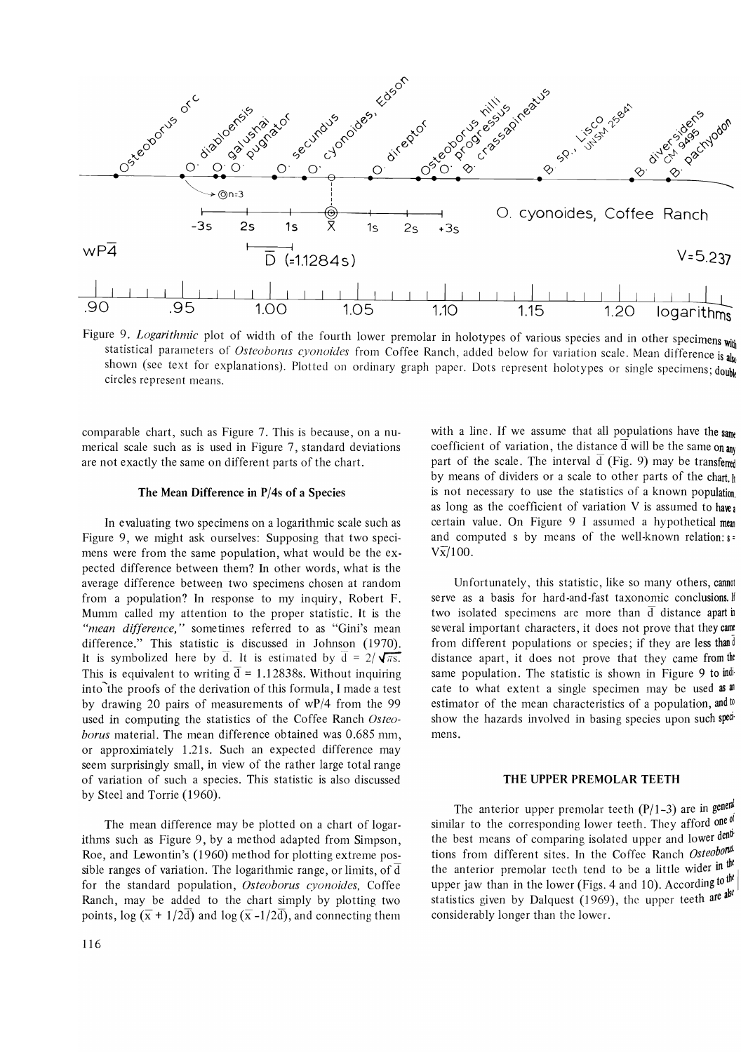Figure 9. *Logarithmic* plot of width of the fourth lower premolar in holotypes of various species and in other specimens with statistical parameters of *Osteoborus cyonoides* from Coffee Ranch, added below for variation scale. Mean difference is also shown (see text for explanations). Plotted on ordinary graph paper. Dots represent holotypes or single specimens; double circles represent means.

comparable chart, such as Figure 7. This is because, on a numerical scale such as is used in Figure 7, standard deviations are not exactly the same on different parts of the chart.

### The Mean Difference in P/4s of a Species

In evaluating two specimens on a logarithmic scale such as Figure 9, we might ask ourselves: Supposing that two specimens were from the same population, what would be the expected difference between them? In other words, what is the average difference between two specimens chosen at random from a population? In response to my inquiry, Robert F. Mumm called my attention to the proper statistic. It is the *"mean difference,"* sometimes referred to as "Gini's mean difference." This statistic is discussed in Johnson (1970). It is symbolized here by $\bar{d}$. It is estimated by $\bar{d} = 2/\sqrt{\pi}s$. This is equivalent to writing $\bar{d} = 1.12838s$. Without inquiring into the proofs of the derivation of this formula, I made a test by drawing 20 pairs of measurements of wP/4 from the 99 used in computing the statistics of the Coffee Ranch *Osteoborus* material. The mean difference obtained was 0.685 mm, or approximately 1.21s. Such an expected difference may seem surprisingly small, in view of the rather large total range of variation of such a species. This statistic is also discussed by Steel and Torrie (1960).

The mean difference may be plotted on a chart of logarithms such as Figure 9, by a method adapted from Simpson, Roe, and Lewontin's (1960) method for plotting extreme possible ranges of variation. The logarithmic range, or limits, of $\bar{d}$ for the standard population, *Osteoborus cyonoides*, Coffee Ranch, may be added to the chart simply by plotting two points, $\log(\bar{x} + 1/2\bar{d})$ and $\log(\bar{x} - 1/2\bar{d})$, and connecting them with a line. If we assume that all populations have the same coefficient of variation, the distance $\bar{d}$ will be the same on any part of the scale. The interval $\bar{d}$ (Fig. 9) may be transferred by means of dividers or a scale to other parts of the chart. It is not necessary to use the statistics of a known population, as long as the coefficient of variation V is assumed to have a certain value. On Figure 9 I assumed a hypothetical mean and computed s by means of the well-known relation: $s = V\bar{x}/100$.

Unfortunately, this statistic, like so many others, cannot serve as a basis for hard-and-fast taxonomic conclusions. If two isolated specimens are more than $\bar{d}$ distance apart in several important characters, it does not prove that they came from different populations or species; if they are less than $\bar{d}$ distance apart, it does not prove that they came from the same population. The statistic is shown in Figure 9 to indicate to what extent a single specimen may be used as an estimator of the mean characteristics of a population, and to show the hazards involved in basing species upon such specimens.

## THE UPPER PREMOLAR TEETH

The anterior upper premolar teeth (P/1-3) are in general similar to the corresponding lower teeth. They afford one of the best means of comparing isolated upper and lower dentitions from different sites. In the Coffee Ranch *Osteoborus* the anterior premolar teeth tend to be a little wider in the upper jaw than in the lower (Figs. 4 and 10). According to the statistics given by Dalquest (1969), the upper teeth are also considerably longer than the lower.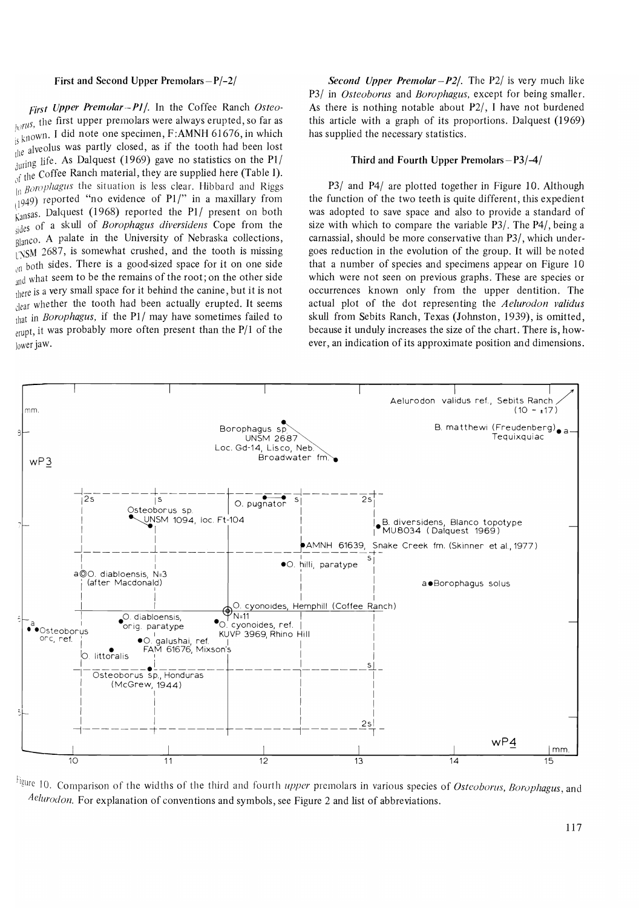### First and Second Upper Premolars – P/-2/

*First Upper Premolar – P1/.* In the Coffee Ranch *Osteoborus*, the first upper premolars were always erupted, so far as is known. I did note one specimen, F:AMNH 61676, in which the alveolus was partly closed, as if the tooth had been lost during life. As Dalquest (1969) gave no statistics on the P1/ of the Coffee Ranch material, they are supplied here (Table I). In *Borophagus* the situation is less clear. Hibbard and Riggs (1949) reported "no evidence of P1/" in a maxillary from Kansas. Dalquest (1968) reported the P1/ present on both sides of a skull of *Borophagus diversidens* Cope from the Blanco. A palate in the University of Nebraska collections, UNSM 2687, is somewhat crushed, and the tooth is missing on both sides. There is a good-sized space for it on one side and what seem to be the remains of the root; on the other side there is a very small space for it behind the canine, but it is not clear whether the tooth had been actually erupted. It seems that in *Borophagus*, if the P1/ may have sometimes failed to erupt, it was probably more often present than the P/1 of the lower jaw.

*Second Upper Premolar – P2/.* The P2/ is very much like P3/ in *Osteoborus* and *Borophagus*, except for being smaller. As there is nothing notable about P2/, I have not burdened this article with a graph of its proportions. Dalquest (1969) has supplied the necessary statistics.

### Third and Fourth Upper Premolars – P3/-4/

P3/ and P4/ are plotted together in Figure 10. Although the function of the two teeth is quite different, this expedient was adopted to save space and also to provide a standard of size with which to compare the variable P3/. The P4/, being a carnassial, should be more conservative than P3/, which undergoes reduction in the evolution of the group. It will be noted that a number of species and specimens appear on Figure 10 which were not seen on previous graphs. These are species or occurrences known only from the upper dentition. The actual plot of the dot representing the *Aelurodon validus* skull from Sebits Ranch, Texas (Johnston, 1939), is omitted, because it unduly increases the size of the chart. There is, however, an indication of its approximate position and dimensions.

Figure 10. Comparison of the widths of the third and fourth *upper* premolars in various species of *Osteoborus*, *Borophagus*, and *Aelurodon*. For explanation of conventions and symbols, see Figure 2 and list of abbreviations.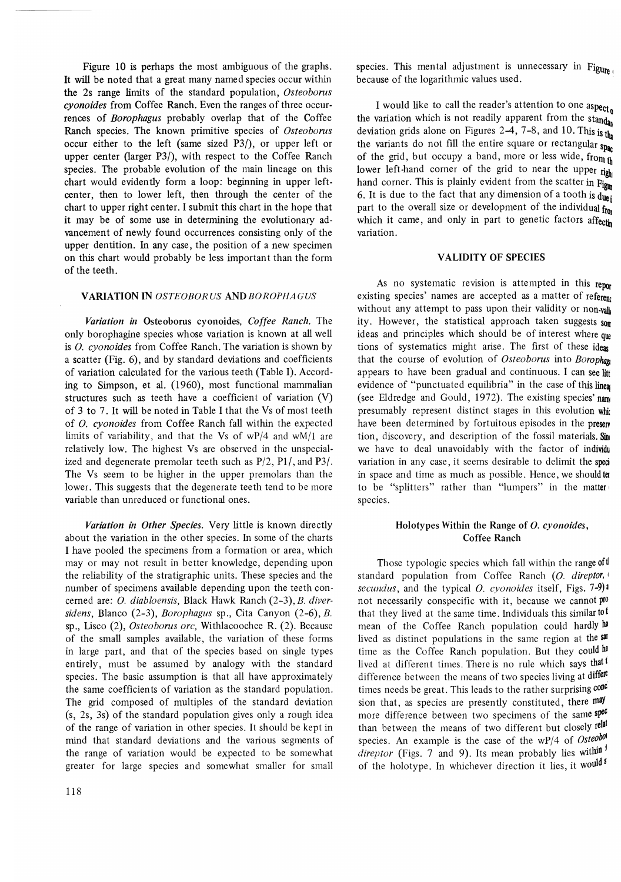Figure 10 is perhaps the most ambiguous of the graphs. It will be noted that a great many named species occur within the 2s range limits of the standard population, *Osteoborus cyonoides* from Coffee Ranch. Even the ranges of three occurrences of *Borophagus* probably overlap that of the Coffee Ranch species. The known primitive species of *Osteoborus* occur either to the left (same sized P3/), or upper left or upper center (larger P3/), with respect to the Coffee Ranch species. The probable evolution of the main lineage on this chart would evidently form a loop: beginning in upper left-center, then to lower left, then through the center of the chart to upper right center. I submit this chart in the hope that it may be of some use in determining the evolutionary advancement of newly found occurrences consisting only of the upper dentition. In any case, the position of a new specimen on this chart would probably be less important than the form of the teeth.

## VARIATION IN *OSTEOBORUS* AND *BOROPHAGUS*

***Variation in* Osteoborus cyonoides, *Coffee Ranch.*** The only borophagine species whose variation is known at all well is *O. cyonoides* from Coffee Ranch. The variation is shown by a scatter (Fig. 6), and by standard deviations and coefficients of variation calculated for the various teeth (Table I). According to Simpson, et al. (1960), most functional mammalian structures such as teeth have a coefficient of variation (V) of 3 to 7. It will be noted in Table I that the Vs of most teeth of *O. cyonoides* from Coffee Ranch fall within the expected limits of variability, and that the Vs of wP/4 and wM/1 are relatively low. The highest Vs are observed in the unspecialized and degenerate premolar teeth such as P/2, P1/, and P3/. The Vs seem to be higher in the upper premolars than the lower. This suggests that the degenerate teeth tend to be more variable than unreduced or functional ones.

***Variation in Other Species.*** Very little is known directly about the variation in the other species. In some of the charts I have pooled the specimens from a formation or area, which may or may not result in better knowledge, depending upon the reliability of the stratigraphic units. These species and the number of specimens available depending upon the teeth concerned are: *O. diabloensis*, Black Hawk Ranch (2-3), *B. diversidens*, Blanco (2-3), *Borophagus* sp., Cita Canyon (2-6), *B.* sp., Lisco (2), *Osteoborus orc*, Withlacoochee R. (2). Because of the small samples available, the variation of these forms in large part, and that of the species based on single types entirely, must be assumed by analogy with the standard species. The basic assumption is that all have approximately the same coefficients of variation as the standard population. The grid composed of multiples of the standard deviation (s, 2s, 3s) of the standard population gives only a rough idea of the range of variation in other species. It should be kept in mind that standard deviations and the various segments of the range of variation would be expected to be somewhat greater for large species and somewhat smaller for small species. This mental adjustment is unnecessary in Figure because of the logarithmic values used.

I would like to call the reader's attention to one aspect of the variation which is not readily apparent from the standard deviation grids alone on Figures 2-4, 7-8, and 10. This is that the variants do not fill the entire square or rectangular space of the grid, but occupy a band, more or less wide, from the lower left-hand corner of the grid to near the upper right-hand corner. This is plainly evident from the scatter in Figure 6. It is due to the fact that any dimension of a tooth is due in part to the overall size or development of the individual from which it came, and only in part to genetic factors affecting variation.

## VALIDITY OF SPECIES

As no systematic revision is attempted in this report existing species' names are accepted as a matter of reference without any attempt to pass upon their validity or non-validity. However, the statistical approach taken suggests some ideas and principles which should be of interest where questions of systematics might arise. The first of these ideas that the course of evolution of *Osteoborus* into *Borophagus* appears to have been gradual and continuous. I can see little evidence of "punctuated equilibria" in the case of this lineage (see Eldredge and Gould, 1972). The existing species' names presumably represent distinct stages in this evolution which have been determined by fortuitous episodes in the preservation, discovery, and description of the fossil materials. Since we have to deal unavoidably with the factor of individual variation in any case, it seems desirable to delimit the species in space and time as much as possible. Hence, we should tend to be "splitters" rather than "lumpers" in the matter of species.

### Holotypes Within the Range of *O. cyonoides*, Coffee Ranch

Those typologic species which fall within the range of the standard population from Coffee Ranch (*O. direptor*, *secundus*, and the typical *O. cyonoides* itself, Figs. 7-9) are not necessarily conspecific with it, because we cannot prove that they lived at the same time. Individuals this similar to the mean of the Coffee Ranch population could hardly have lived as distinct populations in the same region at the same time as the Coffee Ranch population. But they could have lived at different times. There is no rule which says that the difference between the means of two species living at different times needs be great. This leads to the rather surprising conclusion that, as species are presently constituted, there may be more difference between two specimens of the same species than between the means of two different but closely related species. An example is the case of the wP/4 of *Osteoborus direptor* (Figs. 7 and 9). Its mean probably lies within s of the holotype. In whichever direction it lies, it would s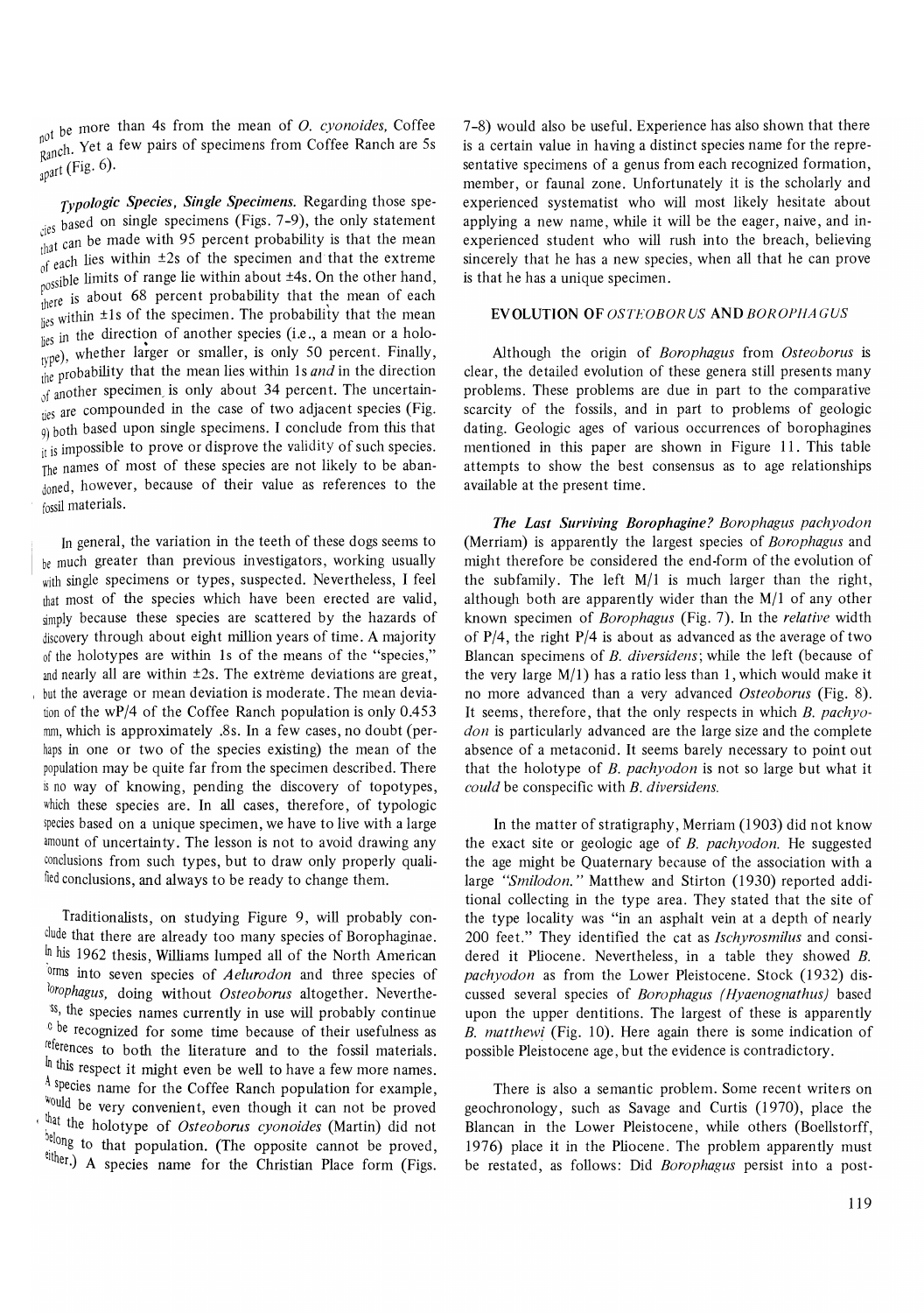not be more than 4s from the mean of *O. cyonoides*, Coffee Ranch. Yet a few pairs of specimens from Coffee Ranch are 5s apart (Fig. 6).

***Typologic Species, Single Specimens.*** Regarding those species based on single specimens (Figs. 7–9), the only statement that can be made with 95 percent probability is that the mean of each lies within ±2s of the specimen and that the extreme possible limits of range lie within about ±4s. On the other hand, there is about 68 percent probability that the mean of each lies within ±1s of the specimen. The probability that the mean lies in the direction of another species (i.e., a mean or a holotype), whether larger or smaller, is only 50 percent. Finally, the probability that the mean lies within 1s *and* in the direction of another specimen is only about 34 percent. The uncertainties are compounded in the case of two adjacent species (Fig. 9) both based upon single specimens. I conclude from this that it is impossible to prove or disprove the validity of such species. The names of most of these species are not likely to be abandoned, however, because of their value as references to the fossil materials.

In general, the variation in the teeth of these dogs seems to be much greater than previous investigators, working usually with single specimens or types, suspected. Nevertheless, I feel that most of the species which have been erected are valid, simply because these species are scattered by the hazards of discovery through about eight million years of time. A majority of the holotypes are within 1s of the means of the "species," and nearly all are within ±2s. The extreme deviations are great, but the average or mean deviation is moderate. The mean deviation of the wP/4 of the Coffee Ranch population is only 0.453 mm, which is approximately .8s. In a few cases, no doubt (perhaps in one or two of the species existing) the mean of the population may be quite far from the specimen described. There is no way of knowing, pending the discovery of topotypes, which these species are. In all cases, therefore, of typologic species based on a unique specimen, we have to live with a large amount of uncertainty. The lesson is not to avoid drawing any conclusions from such types, but to draw only properly qualified conclusions, and always to be ready to change them.

Traditionalists, on studying Figure 9, will probably conclude that there are already too many species of Borophaginae. In his 1962 thesis, Williams lumped all of the North American forms into seven species of *Aelurodon* and three species of *Borophagus*, doing without *Osteoborus* altogether. Nevertheless, the species names currently in use will probably continue to be recognized for some time because of their usefulness as references to both the literature and to the fossil materials. In this respect it might even be well to have a few more names. A species name for the Coffee Ranch population for example, would be very convenient, even though it can not be proved that the holotype of *Osteoborus cyonoides* (Martin) did not belong to that population. (The opposite cannot be proved, either.) A species name for the Christian Place form (Figs. 7–8) would also be useful. Experience has also shown that there is a certain value in having a distinct species name for the representative specimens of a genus from each recognized formation, member, or faunal zone. Unfortunately it is the scholarly and experienced systematist who will most likely hesitate about applying a new name, while it will be the eager, naive, and inexperienced student who will rush into the breach, believing sincerely that he has a new species, when all that he can prove is that he has a unique specimen.

## EVOLUTION OF *OSTEOBORUS* AND *BOROPHAGUS*

Although the origin of *Borophagus* from *Osteoborus* is clear, the detailed evolution of these genera still presents many problems. These problems are due in part to the comparative scarcity of the fossils, and in part to problems of geologic dating. Geologic ages of various occurrences of borophagines mentioned in this paper are shown in Figure 11. This table attempts to show the best consensus as to age relationships available at the present time.

***The Last Surviving Borophagine?*** *Borophagus pachyodon* (Merriam) is apparently the largest species of *Borophagus* and might therefore be considered the end-form of the evolution of the subfamily. The left M/1 is much larger than the right, although both are apparently wider than the M/1 of any other known specimen of *Borophagus* (Fig. 7). In the *relative* width of P/4, the right P/4 is about as advanced as the average of two Blancan specimens of *B. diversidens*; while the left (because of the very large M/1) has a ratio less than 1, which would make it no more advanced than a very advanced *Osteoborus* (Fig. 8). It seems, therefore, that the only respects in which *B. pachyodon* is particularly advanced are the large size and the complete absence of a metaconid. It seems barely necessary to point out that the holotype of *B. pachyodon* is not so large but what it *could* be conspecific with *B. diversidens*.

In the matter of stratigraphy, Merriam (1903) did not know the exact site or geologic age of *B. pachyodon*. He suggested the age might be Quaternary because of the association with a large *"Smilodon."* Matthew and Stirton (1930) reported additional collecting in the type area. They stated that the site of the type locality was "in an asphalt vein at a depth of nearly 200 feet." They identified the cat as *Ischyrosmilus* and considered it Pliocene. Nevertheless, in a table they showed *B. pachyodon* as from the Lower Pleistocene. Stock (1932) discussed several species of *Borophagus (Hyaenognathus)* based upon the upper dentitions. The largest of these is apparently *B. matthewi* (Fig. 10). Here again there is some indication of possible Pleistocene age, but the evidence is contradictory.

There is also a semantic problem. Some recent writers on geochronology, such as Savage and Curtis (1970), place the Blancan in the Lower Pleistocene, while others (Boellstorff, 1976) place it in the Pliocene. The problem apparently must be restated, as follows: Did *Borophagus* persist into a post-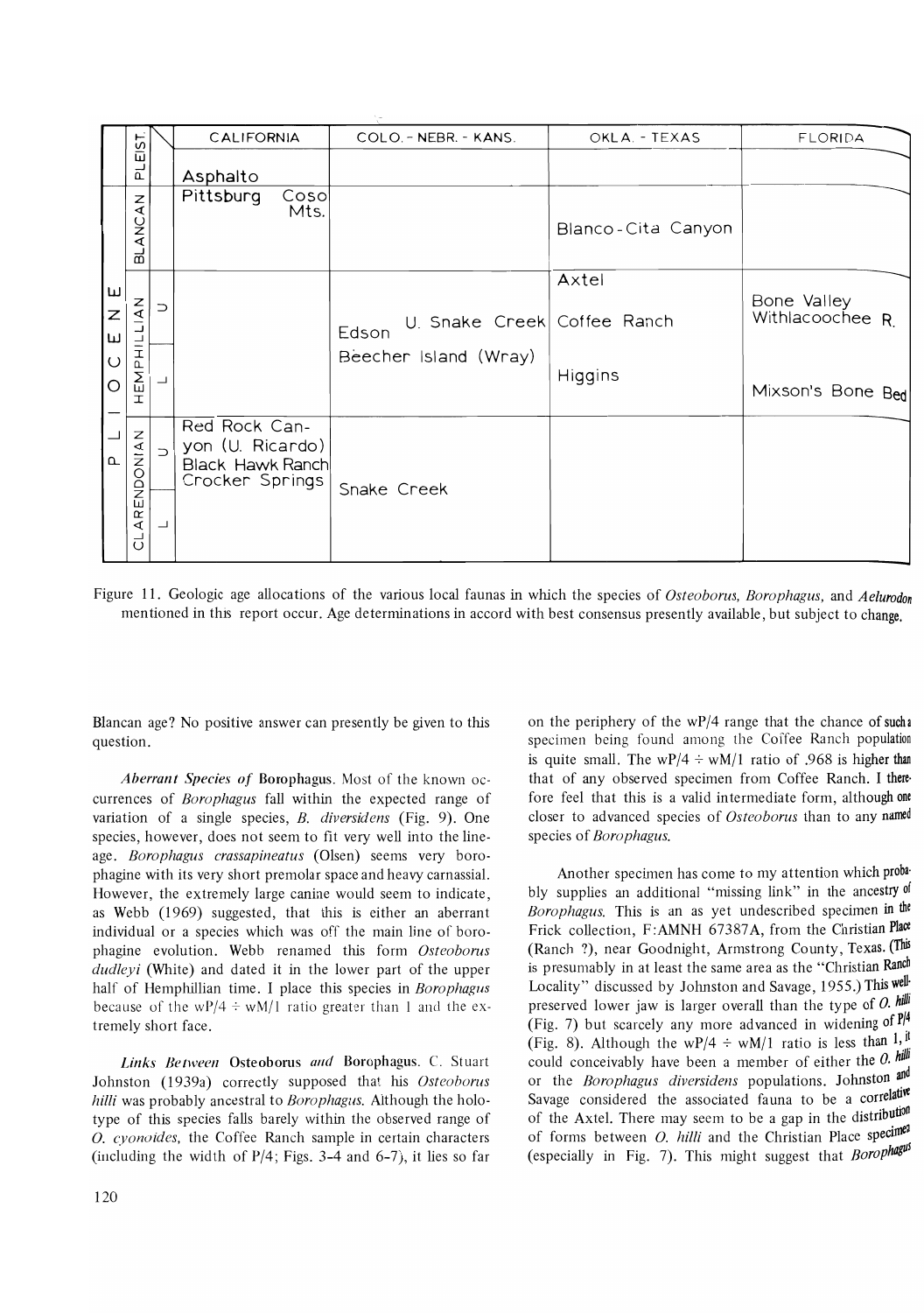| | | | CALIFORNIA | COLO. - NEBR. - KANS. | OKLA. - TEXAS | FLORIDA |
|---|---|---|---|---|---|---|
| | PLEIST. | | Asphalto | | | |
| PLIOCENE | BLANCAN | | Pittsburg Coso Mts. | | Blanco-Cita Canyon | |
| | HEMPHILLIAN | U | | Edson U. Snake Creek | Axtel Coffee Ranch | Bone Valley Withlacoochee R. |
| | | L | | Beecher Island (Wray) | Higgins | Mixson's Bone Bed |
| | CLARENDONIAN | U | Red Rock Canyon (U. Ricardo) Black Hawk Ranch Crocker Springs | Snake Creek | | |
| | | L | | | | |

Figure 11. Geologic age allocations of the various local faunas in which the species of *Osteoborus*, *Borophagus*, and *Aelurodon* mentioned in this report occur. Age determinations in accord with best consensus presently available, but subject to change.

Blancan age? No positive answer can presently be given to this question.

*Aberrant Species of* **Borophagus**. Most of the known occurrences of *Borophagus* fall within the expected range of variation of a single species, *B. diversidens* (Fig. 9). One species, however, does not seem to fit very well into the lineage. *Borophagus crassapineatus* (Olsen) seems very borophagine with its very short premolar space and heavy carnassial. However, the extremely large canine would seem to indicate, as Webb (1969) suggested, that this is either an aberrant individual or a species which was off the main line of borophagine evolution. Webb renamed this form *Osteoborus dudleyi* (White) and dated it in the lower part of the upper half of Hemphillian time. I place this species in *Borophagus* because of the wP/4 ÷ wM/1 ratio greater than 1 and the extremely short face.

*Links Between* **Osteoborus** *and* **Borophagus**. C. Stuart Johnston (1939a) correctly supposed that his *Osteoborus hilli* was probably ancestral to *Borophagus*. Although the holotype of this species falls barely within the observed range of *O. cyonoides*, the Coffee Ranch sample in certain characters (including the width of P/4; Figs. 3-4 and 6-7), it lies so far on the periphery of the wP/4 range that the chance of such a specimen being found among the Coffee Ranch population is quite small. The wP/4 ÷ wM/1 ratio of .968 is higher than that of any observed specimen from Coffee Ranch. I therefore feel that this is a valid intermediate form, although one closer to advanced species of *Osteoborus* than to any named species of *Borophagus*.

Another specimen has come to my attention which probably supplies an additional "missing link" in the ancestry of *Borophagus*. This is an as yet undescribed specimen in the Frick collection, F:AMNH 67387A, from the Christian Place (Ranch ?), near Goodnight, Armstrong County, Texas. (This is presumably in at least the same area as the "Christian Ranch Locality" discussed by Johnston and Savage, 1955.) This well-preserved lower jaw is larger overall than the type of *O. hilli* (Fig. 7) but scarcely any more advanced in widening of P/4 (Fig. 8). Although the wP/4 ÷ wM/1 ratio is less than 1, it could conceivably have been a member of either the *O. hilli* or the *Borophagus diversidens* populations. Johnston and Savage considered the associated fauna to be a correlative of the Axtel. There may seem to be a gap in the distribution of forms between *O. hilli* and the Christian Place specimen (especially in Fig. 7). This might suggest that *Borophagus*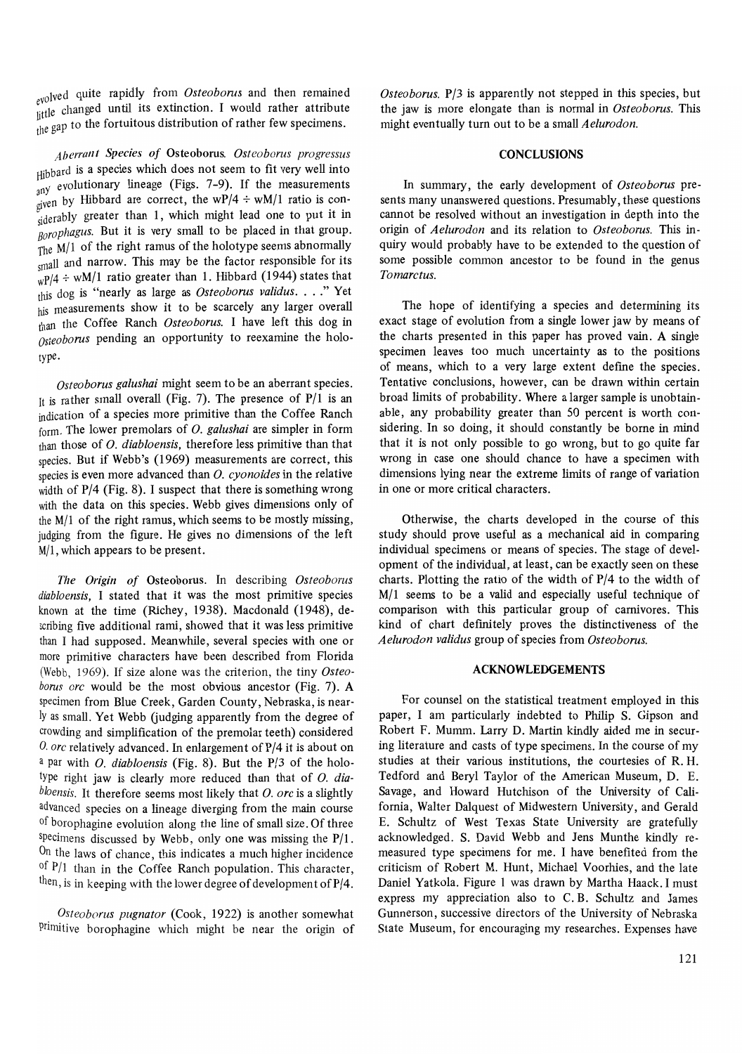evolved quite rapidly from *Osteoborus* and then remained little changed until its extinction. I would rather attribute the gap to the fortuitous distribution of rather few specimens.

*Aberrant Species of* Osteoborus. *Osteoborus progressus* Hibbard is a species which does not seem to fit very well into any evolutionary lineage (Figs. 7-9). If the measurements given by Hibbard are correct, the $wP/4 \div wM/1$ ratio is considerably greater than 1, which might lead one to put it in *Borophagus*. But it is very small to be placed in that group. The M/1 of the right ramus of the holotype seems abnormally small and narrow. This may be the factor responsible for its $wP/4 \div wM/1$ ratio greater than 1. Hibbard (1944) states that this dog is "nearly as large as *Osteoborus validus*. . . ." Yet his measurements show it to be scarcely any larger overall than the Coffee Ranch *Osteoborus*. I have left this dog in *Osteoborus* pending an opportunity to reexamine the holotype.

*Osteoborus galushai* might seem to be an aberrant species. It is rather small overall (Fig. 7). The presence of P/1 is an indication of a species more primitive than the Coffee Ranch form. The lower premolars of *O. galushai* are simpler in form than those of *O. diabloensis*, therefore less primitive than that species. But if Webb's (1969) measurements are correct, this species is even more advanced than *O. cyonoides* in the relative width of P/4 (Fig. 8). I suspect that there is something wrong with the data on this species. Webb gives dimensions only of the M/1 of the right ramus, which seems to be mostly missing, judging from the figure. He gives no dimensions of the left M/1, which appears to be present.

*The Origin of* Osteoborus. In describing *Osteoborus diabloensis*, I stated that it was the most primitive species known at the time (Richey, 1938). Macdonald (1948), describing five additional rami, showed that it was less primitive than I had supposed. Meanwhile, several species with one or more primitive characters have been described from Florida (Webb, 1969). If size alone was the criterion, the tiny *Osteoborus orc* would be the most obvious ancestor (Fig. 7). A specimen from Blue Creek, Garden County, Nebraska, is nearly as small. Yet Webb (judging apparently from the degree of crowding and simplification of the premolar teeth) considered *O. orc* relatively advanced. In enlargement of P/4 it is about on a par with *O. diabloensis* (Fig. 8). But the P/3 of the holotype right jaw is clearly more reduced than that of *O. diabloensis*. It therefore seems most likely that *O. orc* is a slightly advanced species on a lineage diverging from the main course of borophagine evolution along the line of small size. Of three specimens discussed by Webb, only one was missing the P/1. On the laws of chance, this indicates a much higher incidence of P/1 than in the Coffee Ranch population. This character, then, is in keeping with the lower degree of development of P/4.

*Osteoborus pugnator* (Cook, 1922) is another somewhat primitive borophagine which might be near the origin of *Osteoborus*. P/3 is apparently not stepped in this species, but the jaw is more elongate than is normal in *Osteoborus*. This might eventually turn out to be a small *Aelurodon*.

## CONCLUSIONS

In summary, the early development of *Osteoborus* presents many unanswered questions. Presumably, these questions cannot be resolved without an investigation in depth into the origin of *Aelurodon* and its relation to *Osteoborus*. This inquiry would probably have to be extended to the question of some possible common ancestor to be found in the genus *Tomarctus*.

The hope of identifying a species and determining its exact stage of evolution from a single lower jaw by means of the charts presented in this paper has proved vain. A single specimen leaves too much uncertainty as to the positions of means, which to a very large extent define the species. Tentative conclusions, however, can be drawn within certain broad limits of probability. Where a larger sample is unobtainable, any probability greater than 50 percent is worth considering. In so doing, it should constantly be borne in mind that it is not only possible to go wrong, but to go quite far wrong in case one should chance to have a specimen with dimensions lying near the extreme limits of range of variation in one or more critical characters.

Otherwise, the charts developed in the course of this study should prove useful as a mechanical aid in comparing individual specimens or means of species. The stage of development of the individual, at least, can be exactly seen on these charts. Plotting the ratio of the width of P/4 to the width of M/1 seems to be a valid and especially useful technique of comparison with this particular group of carnivores. This kind of chart definitely proves the distinctiveness of the *Aelurodon validus* group of species from *Osteoborus*.

## ACKNOWLEDGEMENTS

For counsel on the statistical treatment employed in this paper, I am particularly indebted to Philip S. Gipson and Robert F. Mumm. Larry D. Martin kindly aided me in securing literature and casts of type specimens. In the course of my studies at their various institutions, the courtesies of R. H. Tedford and Beryl Taylor of the American Museum, D. E. Savage, and Howard Hutchison of the University of California, Walter Dalquest of Midwestern University, and Gerald E. Schultz of West Texas State University are gratefully acknowledged. S. David Webb and Jens Munthe kindly remeasured type specimens for me. I have benefited from the criticism of Robert M. Hunt, Michael Voorhies, and the late Daniel Yatkola. Figure 1 was drawn by Martha Haack. I must express my appreciation also to C. B. Schultz and James Gunnerson, successive directors of the University of Nebraska State Museum, for encouraging my researches. Expenses have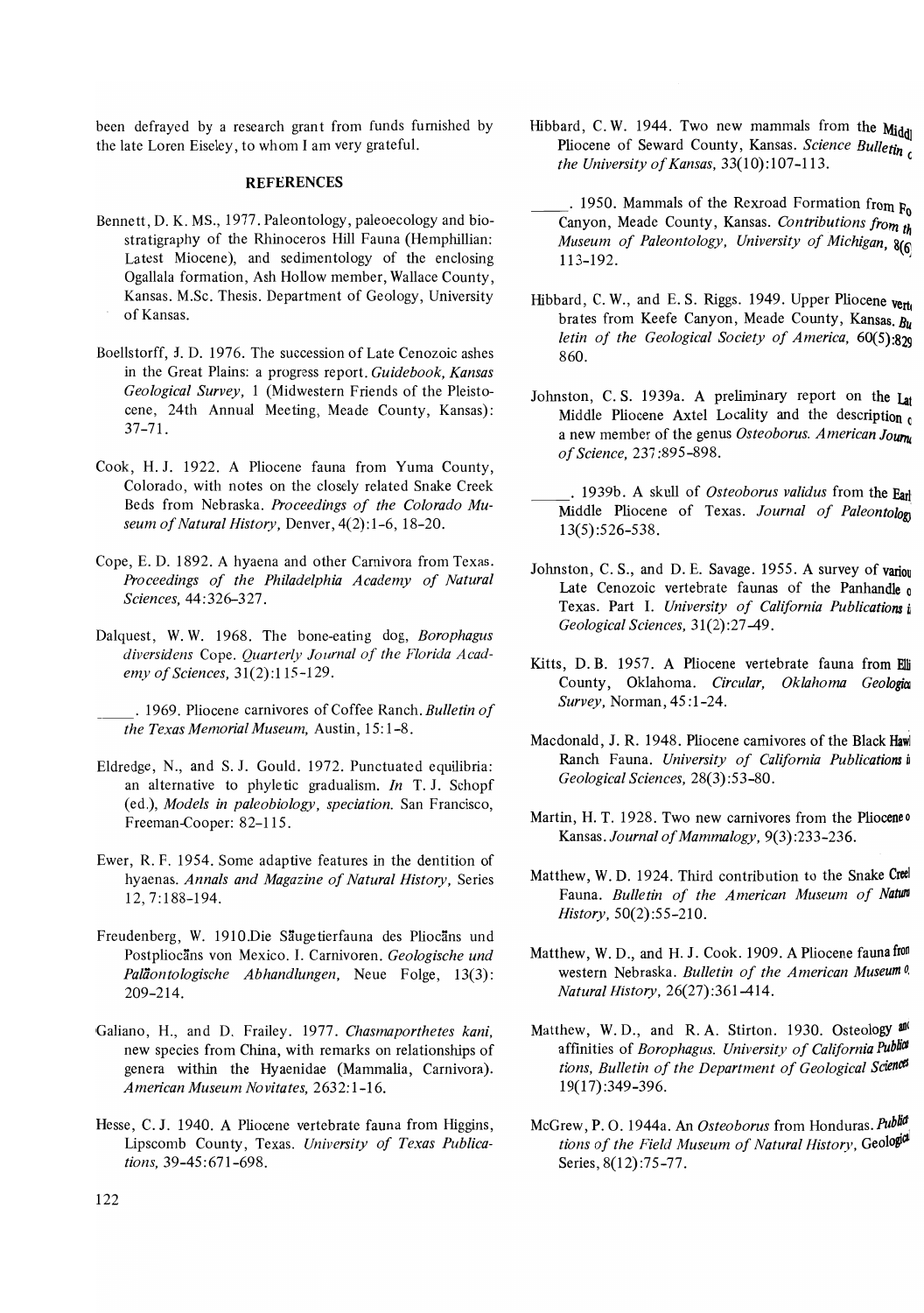been defrayed by a research grant from funds furnished by the late Loren Eiseley, to whom I am very grateful.

## REFERENCES

Bennett, D. K. MS., 1977. Paleontology, paleoecology and biostratigraphy of the Rhinoceros Hill Fauna (Hemphillian: Latest Miocene), and sedimentology of the enclosing Ogallala formation, Ash Hollow member, Wallace County, Kansas. M.Sc. Thesis. Department of Geology, University of Kansas.

Boellstorff, J. D. 1976. The succession of Late Cenozoic ashes in the Great Plains: a progress report. *Guidebook, Kansas Geological Survey,* 1 (Midwestern Friends of the Pleistocene, 24th Annual Meeting, Meade County, Kansas): 37–71.

Cook, H. J. 1922. A Pliocene fauna from Yuma County, Colorado, with notes on the closely related Snake Creek Beds from Nebraska. *Proceedings of the Colorado Museum of Natural History,* Denver, 4(2):1–6, 18–20.

Cope, E. D. 1892. A hyaena and other Carnivora from Texas. *Proceedings of the Philadelphia Academy of Natural Sciences,* 44:326–327.

Dalquest, W. W. 1968. The bone-eating dog, *Borophagus diversidens* Cope. *Quarterly Journal of the Florida Academy of Sciences,* 31(2):115–129.

\_\_\_\_\_. 1969. Pliocene carnivores of Coffee Ranch. *Bulletin of the Texas Memorial Museum,* Austin, 15:1–8.

Eldredge, N., and S. J. Gould. 1972. Punctuated equilibria: an alternative to phyletic gradualism. *In* T. J. Schopf (ed.), *Models in paleobiology, speciation.* San Francisco, Freeman-Cooper: 82–115.

Ewer, R. F. 1954. Some adaptive features in the dentition of hyaenas. *Annals and Magazine of Natural History,* Series 12, 7:188–194.

Freudenberg, W. 1910.Die Säugetierfauna des Pliocäns und Postpliocäns von Mexico. I. Carnivoren. *Geologische und Paläontologische Abhandlungen,* Neue Folge, 13(3): 209–214.

Galiano, H., and D. Frailey. 1977. *Chasmaporthetes kani,* new species from China, with remarks on relationships of genera within the Hyaenidae (Mammalia, Carnivora). *American Museum Novitates,* 2632:1–16.

Hesse, C. J. 1940. A Pliocene vertebrate fauna from Higgins, Lipscomb County, Texas. *University of Texas Publications,* 39-45:671–698.

Hibbard, C. W. 1944. Two new mammals from the Middle Pliocene of Seward County, Kansas. *Science Bulletin of the University of Kansas,* 33(10):107–113.

\_\_\_\_\_. 1950. Mammals of the Rexroad Formation from Fox Canyon, Meade County, Kansas. *Contributions from the Museum of Paleontology, University of Michigan,* 8(6): 113–192.

Hibbard, C. W., and E. S. Riggs. 1949. Upper Pliocene vertebrates from Keefe Canyon, Meade County, Kansas. *Bulletin of the Geological Society of America,* 60(5):829–860.

Johnston, C. S. 1939a. A preliminary report on the Late Middle Pliocene Axtel Locality and the description of a new member of the genus *Osteoborus. American Journal of Science,* 237:895–898.

\_\_\_\_\_. 1939b. A skull of *Osteoborus validus* from the Early Middle Pliocene of Texas. *Journal of Paleontology* 13(5):526–538.

Johnston, C. S., and D. E. Savage. 1955. A survey of various Late Cenozoic vertebrate faunas of the Panhandle of Texas. Part I. *University of California Publications in Geological Sciences,* 31(2):27–49.

Kitts, D. B. 1957. A Pliocene vertebrate fauna from Ellis County, Oklahoma. *Circular, Oklahoma Geological Survey,* Norman, 45:1–24.

Macdonald, J. R. 1948. Pliocene carnivores of the Black Hawk Ranch Fauna. *University of California Publications in Geological Sciences,* 28(3):53–80.

Martin, H. T. 1928. Two new carnivores from the Pliocene of Kansas. *Journal of Mammalogy,* 9(3):233–236.

Matthew, W. D. 1924. Third contribution to the Snake Creek Fauna. *Bulletin of the American Museum of Natural History,* 50(2):55–210.

Matthew, W. D., and H. J. Cook. 1909. A Pliocene fauna from western Nebraska. *Bulletin of the American Museum of Natural History,* 26(27):361–414.

Matthew, W. D., and R. A. Stirton. 1930. Osteology and affinities of *Borophagus. University of California Publications, Bulletin of the Department of Geological Sciences* 19(17):349–396.

McGrew, P. O. 1944a. An *Osteoborus* from Honduras. *Publications of the Field Museum of Natural History,* Geological Series, 8(12):75–77.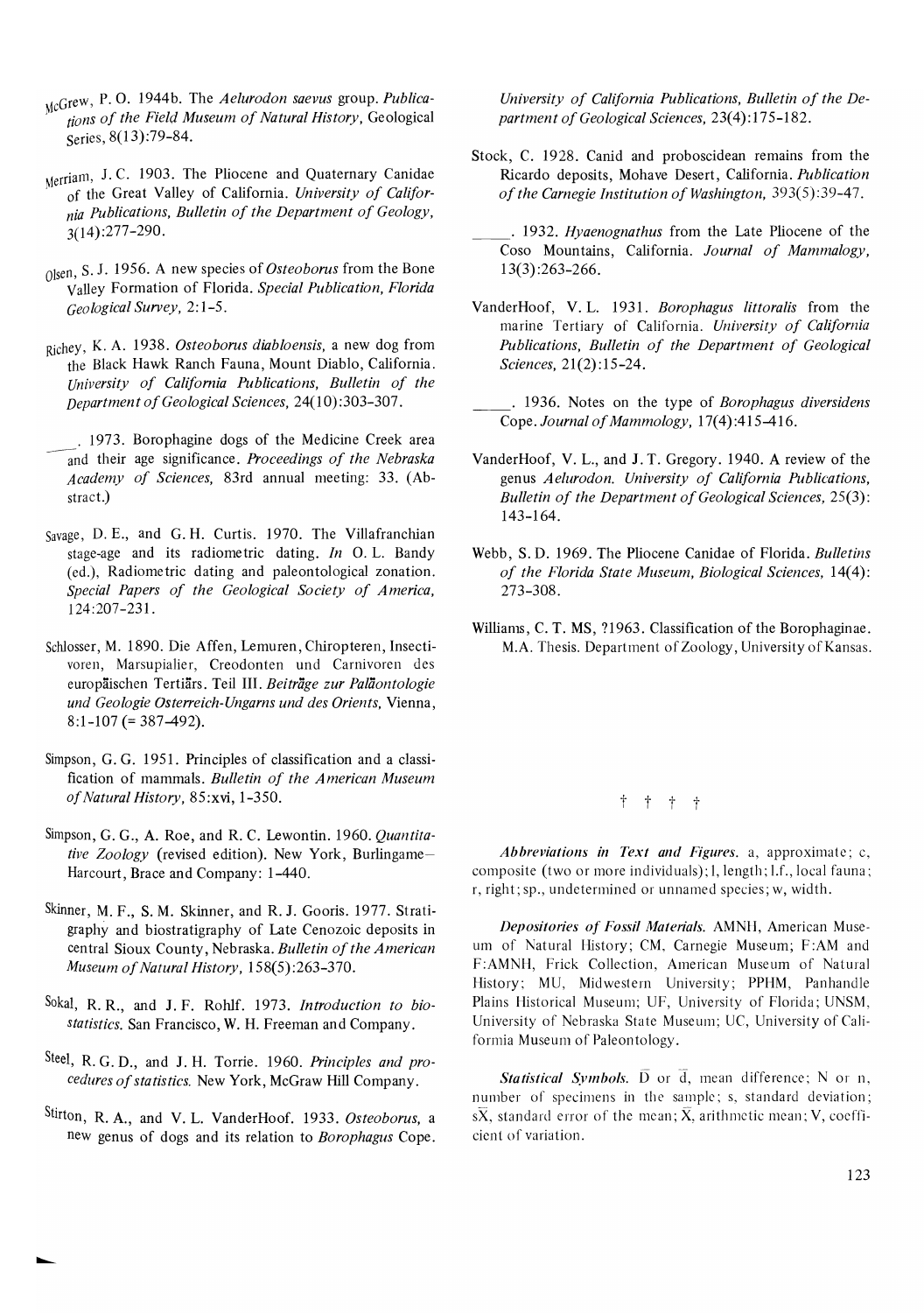McGrew, P. O. 1944b. The *Aelurodon saevus* group. *Publications of the Field Museum of Natural History*, Geological Series, 8(13):79–84.

Merriam, J. C. 1903. The Pliocene and Quaternary Canidae of the Great Valley of California. *University of California Publications, Bulletin of the Department of Geology*, 3(14):277–290.

Olsen, S. J. 1956. A new species of *Osteoborus* from the Bone Valley Formation of Florida. *Special Publication, Florida Geological Survey*, 2:1–5.

Richey, K. A. 1938. *Osteoborus diabloensis*, a new dog from the Black Hawk Ranch Fauna, Mount Diablo, California. *University of California Publications, Bulletin of the Department of Geological Sciences*, 24(10):303–307.

\_\_\_\_. 1973. Borophagine dogs of the Medicine Creek area and their age significance. *Proceedings of the Nebraska Academy of Sciences*, 83rd annual meeting: 33. (Abstract.)

Savage, D. E., and G. H. Curtis. 1970. The Villafranchian stage-age and its radiometric dating. *In* O. L. Bandy (ed.), Radiometric dating and paleontological zonation. *Special Papers of the Geological Society of America*, 124:207–231.

Schlosser, M. 1890. Die Affen, Lemuren, Chiropteren, Insectivoren, Marsupialier, Creodonten und Carnivoren des europäischen Tertiärs. Teil III. *Beiträge zur Paläontologie und Geologie Osterreich-Ungarns und des Orients*, Vienna, 8:1–107 (= 387–492).

Simpson, G. G. 1951. Principles of classification and a classification of mammals. *Bulletin of the American Museum of Natural History*, 85:xvi, 1–350.

Simpson, G. G., A. Roe, and R. C. Lewontin. 1960. *Quantitative Zoology* (revised edition). New York, Burlingame–Harcourt, Brace and Company: 1–440.

Skinner, M. F., S. M. Skinner, and R. J. Gooris. 1977. Stratigraphy and biostratigraphy of Late Cenozoic deposits in central Sioux County, Nebraska. *Bulletin of the American Museum of Natural History*, 158(5):263–370.

Sokal, R. R., and J. F. Rohlf. 1973. *Introduction to biostatistics.* San Francisco, W. H. Freeman and Company.

Steel, R. G. D., and J. H. Torrie. 1960. *Principles and procedures of statistics.* New York, McGraw Hill Company.

Stirton, R. A., and V. L. VanderHoof. 1933. *Osteoborus*, a new genus of dogs and its relation to *Borophagus* Cope. *University of California Publications, Bulletin of the Department of Geological Sciences*, 23(4):175–182.

Stock, C. 1928. Canid and proboscidean remains from the Ricardo deposits, Mohave Desert, California. *Publication of the Carnegie Institution of Washington*, 393(5):39–47.

\_\_\_\_. 1932. *Hyaenognathus* from the Late Pliocene of the Coso Mountains, California. *Journal of Mammalogy*, 13(3):263–266.

VanderHoof, V. L. 1931. *Borophagus littoralis* from the marine Tertiary of California. *University of California Publications, Bulletin of the Department of Geological Sciences*, 21(2):15–24.

\_\_\_\_. 1936. Notes on the type of *Borophagus diversidens* Cope. *Journal of Mammology*, 17(4):415–416.

VanderHoof, V. L., and J. T. Gregory. 1940. A review of the genus *Aelurodon*. *University of California Publications, Bulletin of the Department of Geological Sciences*, 25(3): 143–164.

Webb, S. D. 1969. The Pliocene Canidae of Florida. *Bulletins of the Florida State Museum, Biological Sciences*, 14(4): 273–308.

Williams, C. T. MS, ?1963. Classification of the Borophaginae. M.A. Thesis. Department of Zoology, University of Kansas.

† † † †

***Abbreviations in Text and Figures.*** a, approximate; c, composite (two or more individuals); l, length; l.f., local fauna; r, right; sp., undetermined or unnamed species; w, width.

***Depositories of Fossil Materials.*** AMNH, American Museum of Natural History; CM, Carnegie Museum; F:AM and F:AMNH, Frick Collection, American Museum of Natural History; MU, Midwestern University; PPHM, Panhandle Plains Historical Museum; UF, University of Florida; UNSM, University of Nebraska State Museum; UC, University of California Museum of Paleontology.

***Statistical Symbols.*** $\bar{D}$ or $\bar{d}$, mean difference; N or n, number of specimens in the sample; s, standard deviation; $s\bar{X}$, standard error of the mean; $\bar{X}$, arithmetic mean; V, coefficient of variation.